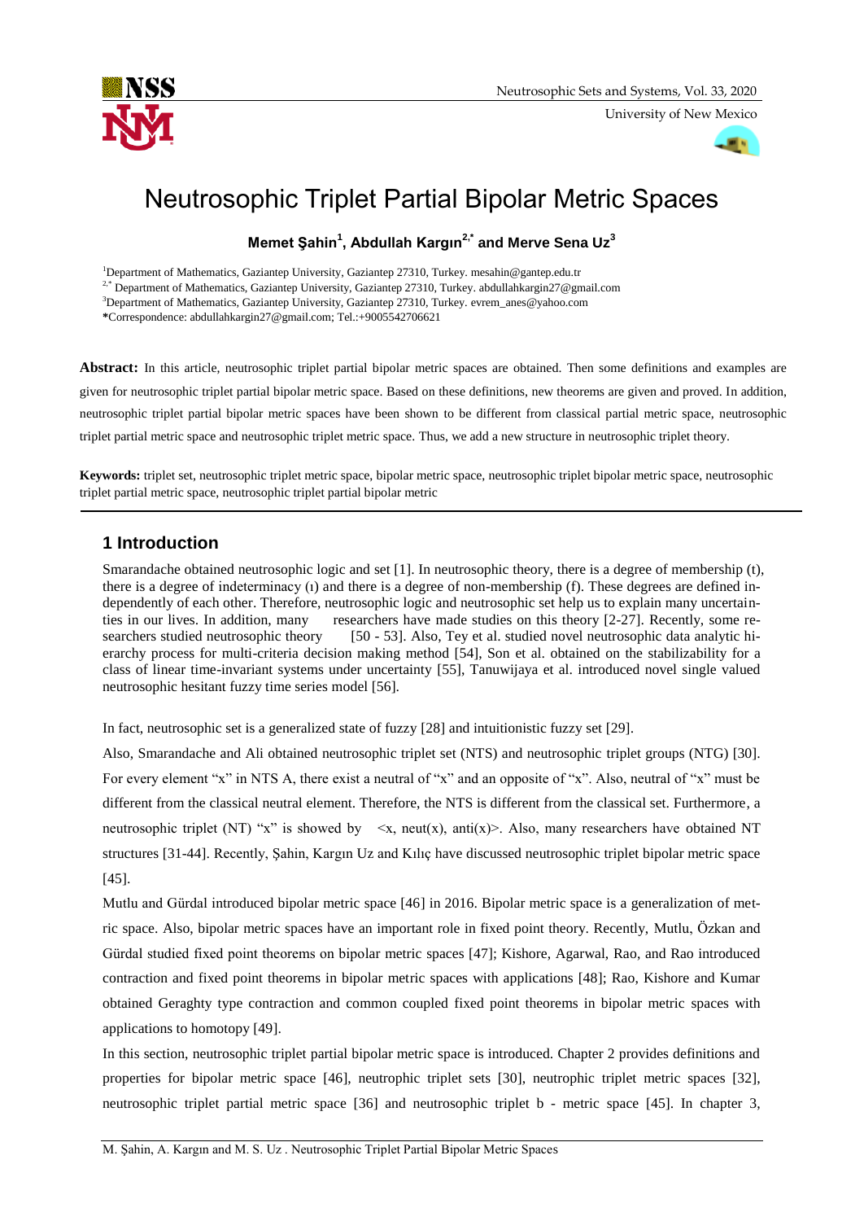# Neutrosophic Triplet Partial Bipolar Metric Spaces

**Memet Şahin[1], Abdullah Kargın[2,*] and Merve Sena Uz[3]**

[1]Department of Mathematics, Gaziantep University, Gaziantep 27310, Turkey. mesahin@gantep.edu.tr

[2,*] Department of Mathematics, Gaziantep University, Gaziantep 27310, Turkey. abdullahkargin27@gmail.com

[3]Department of Mathematics, Gaziantep University, Gaziantep 27310, Turkey. evrem_anes@yahoo.com

*Correspondence: abdullahkargin27@gmail.com; Tel.:+9005542706621

**Abstract:** In this article, neutrosophic triplet partial bipolar metric spaces are obtained. Then some definitions and examples are given for neutrosophic triplet partial bipolar metric space. Based on these definitions, new theorems are given and proved. In addition, neutrosophic triplet partial bipolar metric spaces have been shown to be different from classical partial metric space, neutrosophic triplet partial metric space and neutrosophic triplet metric space. Thus, we add a new structure in neutrosophic triplet theory.

**Keywords:** triplet set, neutrosophic triplet metric space, bipolar metric space, neutrosophic triplet bipolar metric space, neutrosophic triplet partial metric space, neutrosophic triplet partial bipolar metric

## 1 Introduction

Smarandache obtained neutrosophic logic and set [1]. In neutrosophic theory, there is a degree of membership (t), there is a degree of indeterminacy (ı) and there is a degree of non-membership (f). These degrees are defined independently of each other. Therefore, neutrosophic logic and neutrosophic set help us to explain many uncertainties in our lives. In addition, many researchers have made studies on this theory [2-27]. Recently, some researchers studied neutrosophic theory [50 - 53]. Also, Tey et al. studied novel neutrosophic data analytic hierarchy process for multi-criteria decision making method [54], Son et al. obtained on the stabilizability for a class of linear time-invariant systems under uncertainty [55], Tanuwijaya et al. introduced novel single valued neutrosophic hesitant fuzzy time series model [56].

In fact, neutrosophic set is a generalized state of fuzzy [28] and intuitionistic fuzzy set [29].

Also, Smarandache and Ali obtained neutrosophic triplet set (NTS) and neutrosophic triplet groups (NTG) [30]. For every element "x" in NTS A, there exist a neutral of "x" and an opposite of "x". Also, neutral of "x" must be different from the classical neutral element. Therefore, the NTS is different from the classical set. Furthermore, a neutrosophic triplet (NT) "x" is showed by <x, neut(x), anti(x)>. Also, many researchers have obtained NT structures [31-44]. Recently, Şahin, Kargın Uz and Kılıç have discussed neutrosophic triplet bipolar metric space [45].

Mutlu and Gürdal introduced bipolar metric space [46] in 2016. Bipolar metric space is a generalization of metric space. Also, bipolar metric spaces have an important role in fixed point theory. Recently, Mutlu, Özkan and Gürdal studied fixed point theorems on bipolar metric spaces [47]; Kishore, Agarwal, Rao, and Rao introduced contraction and fixed point theorems in bipolar metric spaces with applications [48]; Rao, Kishore and Kumar obtained Geraghty type contraction and common coupled fixed point theorems in bipolar metric spaces with applications to homotopy [49].

In this section, neutrosophic triplet partial bipolar metric space is introduced. Chapter 2 provides definitions and properties for bipolar metric space [46], neutrophic triplet sets [30], neutrophic triplet metric spaces [32], neutrosophic triplet partial metric space [36] and neutrosophic triplet b - metric space [45]. In chapter 3,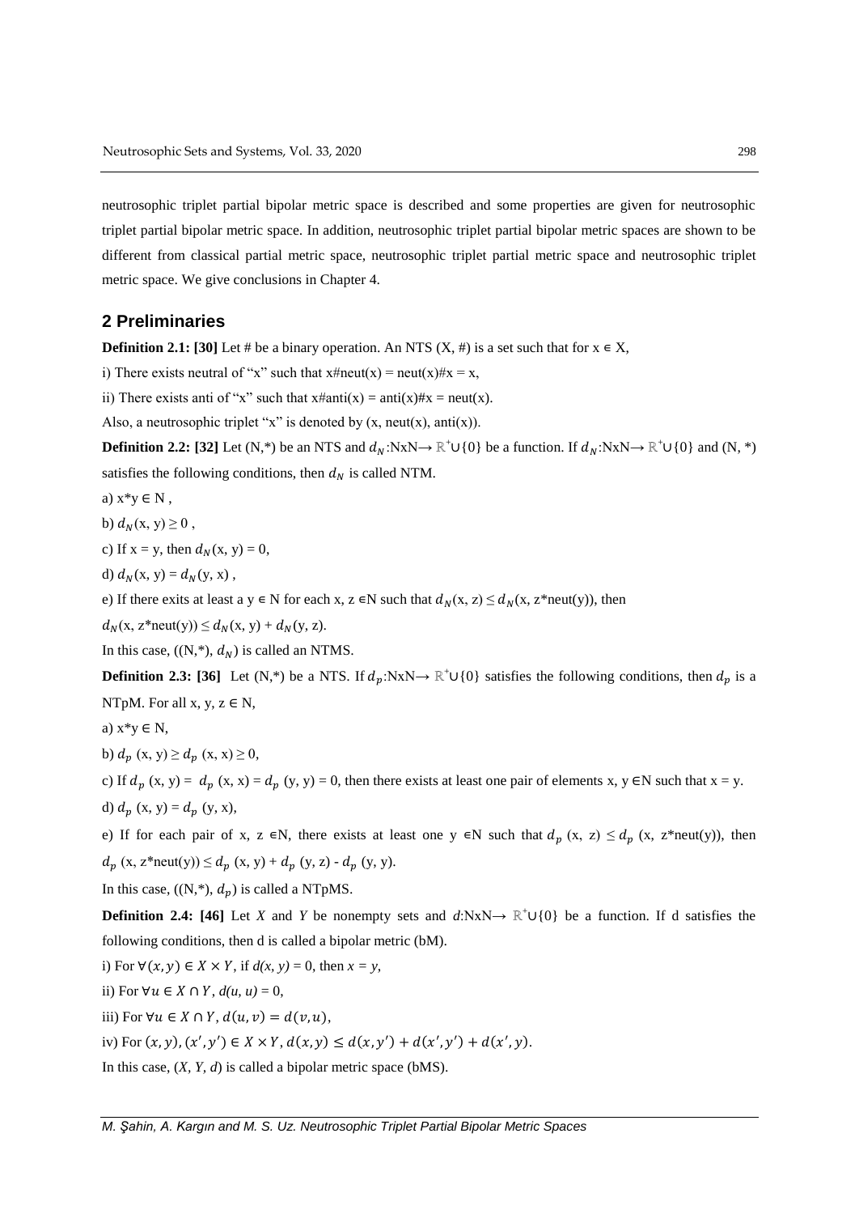neutrosophic triplet partial bipolar metric space is described and some properties are given for neutrosophic triplet partial bipolar metric space. In addition, neutrosophic triplet partial bipolar metric spaces are shown to be different from classical partial metric space, neutrosophic triplet partial metric space and neutrosophic triplet metric space. We give conclusions in Chapter 4.

## 2 Preliminaries

**Definition 2.1: [30]** Let # be a binary operation. An NTS (X, #) is a set such that for $x \in X$,

i) There exists neutral of "x" such that x#neut(x) = neut(x)#x = x,

ii) There exists anti of "x" such that x#anti(x) = anti(x)#x = neut(x).

Also, a neutrosophic triplet "x" is denoted by (x, neut(x), anti(x)).

**Definition 2.2: [32]** Let (N,*) be an NTS and $d_N$:NxN→ $\mathbb{R}^+ \cup \{0\}$ be a function. If $d_N$:NxN→ $\mathbb{R}^+ \cup \{0\}$ and (N, *) satisfies the following conditions, then $d_N$ is called NTM.

a) $x*y \in N$ ,

b) $d_N(x, y) \geq 0$ ,

c) If x = y, then $d_N(x, y) = 0$,

d) $d_N(x, y) = d_N(y, x)$ ,

e) If there exits at least a $y \in N$ for each x, $z \in N$ such that $d_N(x, z) \leq d_N(x, z*\text{neut}(y))$, then

$d_N(x, z*\text{neut}(y)) \leq d_N(x, y) + d_N(y, z)$.

In this case, ((N,*), $d_N$) is called an NTMS.

**Definition 2.3: [36]** Let (N,*) be a NTS. If $d_p$:NxN→ $\mathbb{R}^+ \cup \{0\}$ satisfies the following conditions, then $d_p$ is a NTpM. For all x, y, $z \in N$,

a) $x*y \in N$,

b) $d_p(x, y) \geq d_p(x, x) \geq 0$,

c) If $d_p(x, y) = d_p(x, x) = d_p(y, y) = 0$, then there exists at least one pair of elements x, $y \in N$ such that x = y.

d) $d_p(x, y) = d_p(y, x)$,

e) If for each pair of x, $z \in N$, there exists at least one $y \in N$ such that $d_p(x, z) \leq d_p(x, z*\text{neut}(y))$, then $d_p(x, z*\text{neut}(y)) \leq d_p(x, y) + d_p(y, z) - d_p(y, y)$.

In this case, ((N,*), $d_p$) is called a NTpMS.

**Definition 2.4: [46]** Let *X* and *Y* be nonempty sets and *d*:NxN→ $\mathbb{R}^+ \cup \{0\}$ be a function. If d satisfies the following conditions, then d is called a bipolar metric (bM).

i) For $\forall (x, y) \in X \times Y$, if *d(x, y)* = 0, then *x = y*,

ii) For $\forall u \in X \cap Y$, *d(u, u)* = 0,

iii) For $\forall u \in X \cap Y$, $d(u, v) = d(v, u)$,

iv) For $(x, y), (x', y') \in X \times Y$, $d(x, y) \leq d(x, y') + d(x', y') + d(x', y)$.

In this case, (*X*, *Y*, *d*) is called a bipolar metric space (bMS).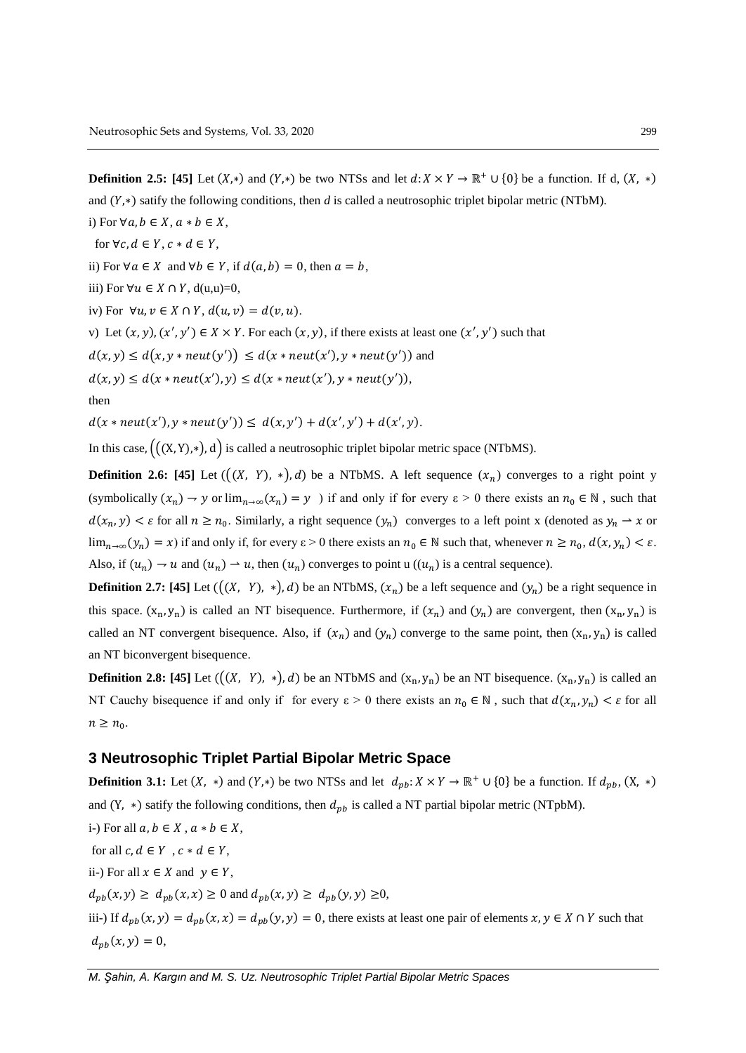**Definition 2.5: [45]** Let $(X,*)$ and $(Y,*)$ be two NTSs and let $d: X \times Y \rightarrow \mathbb{R}^+ \cup \{0\}$ be a function. If d, $(X, *)$ and $(Y,*)$ satisfy the following conditions, then *d* is called a neutrosophic triplet bipolar metric (NTbM).

i) For $\forall a, b \in X$, $a * b \in X$,

for $\forall c, d \in Y$, $c * d \in Y$,

ii) For $\forall a \in X$ and $\forall b \in Y$, if $d(a, b) = 0$, then $a = b$,

iii) For $\forall u \in X \cap Y$, $d(u,u)=0$,

iv) For $\forall u, v \in X \cap Y$, $d(u, v) = d(v, u)$.

v) Let $(x, y), (x', y') \in X \times Y$. For each $(x, y)$, if there exists at least one $(x', y')$ such that

$d(x, y) \leq d(x, y * neut(y')) \leq d(x * neut(x'), y * neut(y'))$ and

$d(x, y) \leq d(x * neut(x'), y) \leq d(x * neut(x'), y * neut(y'))$,

then

$d(x * neut(x'), y * neut(y')) \leq d(x, y') + d(x', y') + d(x', y)$.

In this case, $\left(\left((X,Y),*\right), d\right)$ is called a neutrosophic triplet bipolar metric space (NTbMS).

**Definition 2.6: [45]** Let $(((X, Y), *), d)$ be a NTbMS. A left sequence $(x_n)$ converges to a right point y (symbolically $(x_n) \rightarrow y$ or $\lim_{n\rightarrow\infty}(x_n) = y$ ) if and only if for every ε > 0 there exists an $n_0 \in \mathbb{N}$ , such that $d(x_n, y) < \varepsilon$ for all $n \geq n_0$. Similarly, a right sequence $(y_n)$ converges to a left point x (denoted as $y_n \rightharpoonup x$ or $\lim_{n\rightarrow\infty}(y_n) = x$) if and only if, for every ε > 0 there exists an $n_0 \in \mathbb{N}$ such that, whenever $n \geq n_0$, $d(x, y_n) < \varepsilon$. Also, if $(u_n) \rightarrow u$ and $(u_n) \rightharpoonup u$, then $(u_n)$ converges to point u ($(u_n)$ is a central sequence).

**Definition 2.7: [45]** Let $(((X, Y), *), d)$ be an NTbMS, $(x_n)$ be a left sequence and $(y_n)$ be a right sequence in this space. $(x_n, y_n)$ is called an NT bisequence. Furthermore, if $(x_n)$ and $(y_n)$ are convergent, then $(x_n, y_n)$ is called an NT convergent bisequence. Also, if $(x_n)$ and $(y_n)$ converge to the same point, then $(x_n, y_n)$ is called an NT biconvergent bisequence.

**Definition 2.8: [45]** Let $(((X, Y), *), d)$ be an NTbMS and $(x_n, y_n)$ be an NT bisequence. $(x_n, y_n)$ is called an NT Cauchy bisequence if and only if for every ε > 0 there exists an $n_0 \in \mathbb{N}$ , such that $d(x_n, y_n) < \varepsilon$ for all $n \geq n_0$.

## 3 Neutrosophic Triplet Partial Bipolar Metric Space

**Definition 3.1:** Let $(X, *)$ and $(Y,*)$ be two NTSs and let $d_{pb}: X \times Y \rightarrow \mathbb{R}^+ \cup \{0\}$ be a function. If $d_{pb}$, $(X, *)$ and $(Y, *)$ satisfy the following conditions, then $d_{pb}$ is called a NT partial bipolar metric (NTpbM).

i-) For all $a, b \in X$ , $a * b \in X$,

for all $c, d \in Y$ , $c * d \in Y$,

ii-) For all $x \in X$ and $y \in Y$,

$d_{pb}(x, y) \geq d_{pb}(x, x) \geq 0$ and $d_{pb}(x, y) \geq d_{pb}(y, y) \geq 0$,

iii-) If $d_{pb}(x, y) = d_{pb}(x, x) = d_{pb}(y, y) = 0$, there exists at least one pair of elements $x, y \in X \cap Y$ such that $d_{pb}(x, y) = 0$,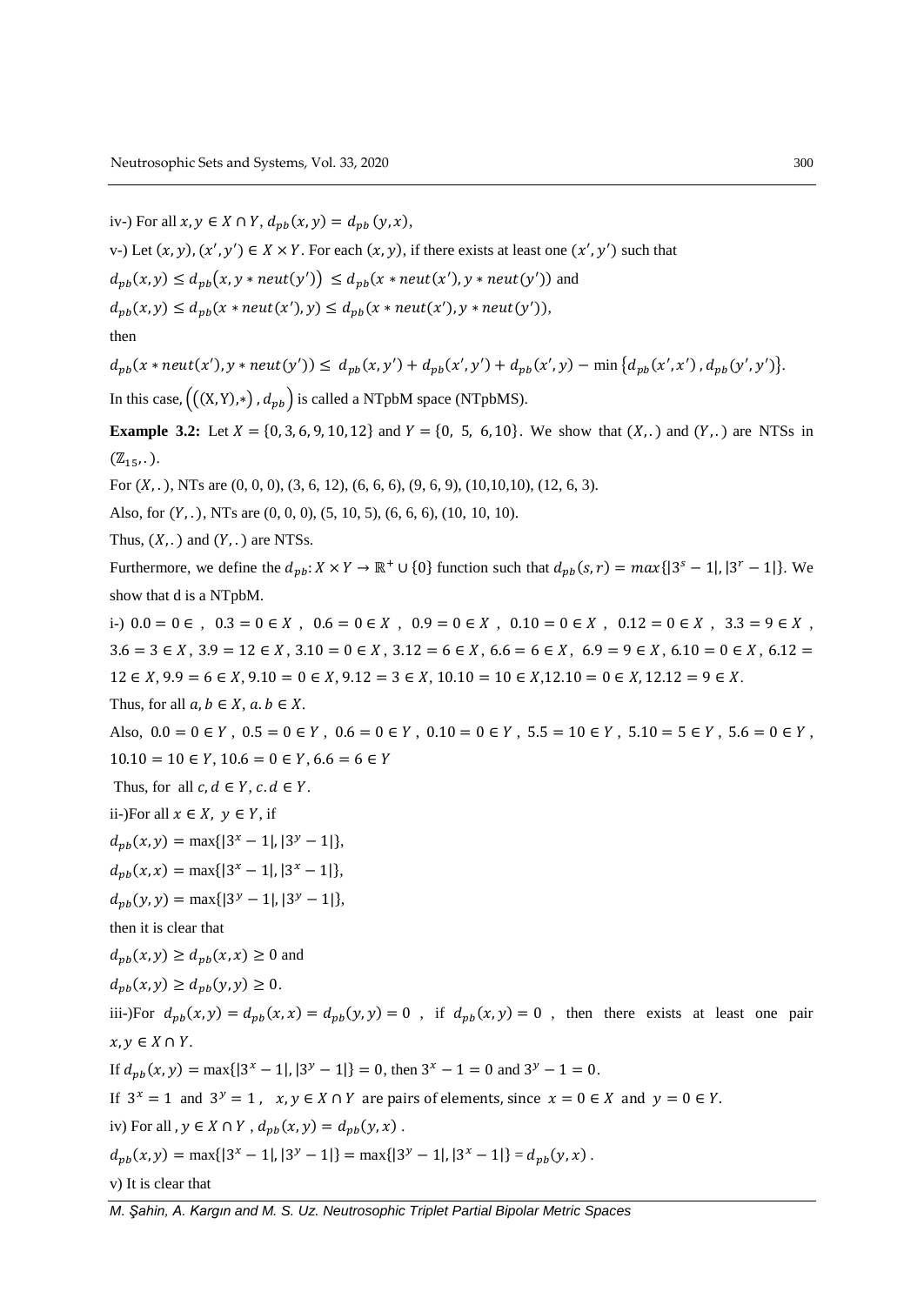iv-) For all $x, y \in X \cap Y$, $d_{pb}(x, y) = d_{pb}(y, x)$,

v-) Let $(x, y), (x', y') \in X \times Y$. For each $(x, y)$, if there exists at least one $(x', y')$ such that

$d_{pb}(x, y) \le d_{pb}(x, y * neut(y')) \le d_{pb}(x * neut(x'), y * neut(y'))$ and

$d_{pb}(x, y) \le d_{pb}(x * neut(x'), y) \le d_{pb}(x * neut(x'), y * neut(y'))$,

then

$d_{pb}(x * neut(x'), y * neut(y')) \le d_{pb}(x, y') + d_{pb}(x', y') + d_{pb}(x', y) - \min\{d_{pb}(x', x'), d_{pb}(y', y')\}$.

In this case, $(((X, Y), *), d_{pb})$ is called a NTpbM space (NTpbMS).

**Example 3.2:** Let $X = \{0, 3, 6, 9, 10, 12\}$ and $Y = \{0, 5, 6, 10\}$. We show that $(X, .)$ and $(Y, .)$ are NTSs in $(\mathbb{Z}_{15}, .)$.

For $(X, .)$, NTs are (0, 0, 0), (3, 6, 12), (6, 6, 6), (9, 6, 9), (10,10,10), (12, 6, 3).

Also, for $(Y, .)$, NTs are (0, 0, 0), (5, 10, 5), (6, 6, 6), (10, 10, 10).

Thus, $(X, .)$ and $(Y, .)$ are NTSs.

Furthermore, we define the $d_{pb}: X \times Y \to \mathbb{R}^+ \cup \{0\}$ function such that $d_{pb}(s, r) = max\{|3^s - 1|, |3^r - 1|\}$. We show that d is a NTpbM.

i-) $0.0 = 0 \in$ , $0.3 = 0 \in X$ , $0.6 = 0 \in X$ , $0.9 = 0 \in X$ , $0.10 = 0 \in X$ , $0.12 = 0 \in X$ , $3.3 = 9 \in X$ , $3.6 = 3 \in X$, $3.9 = 12 \in X$, $3.10 = 0 \in X$, $3.12 = 6 \in X$, $6.6 = 6 \in X$, $6.9 = 9 \in X$, $6.10 = 0 \in X$, $6.12 = 12 \in X$, $9.9 = 6 \in X$, $9.10 = 0 \in X$, $9.12 = 3 \in X$, $10.10 = 10 \in X$, $12.10 = 0 \in X$, $12.12 = 9 \in X$.

Thus, for all $a, b \in X$, $a.b \in X$.

Also, $0.0 = 0 \in Y$ , $0.5 = 0 \in Y$ , $0.6 = 0 \in Y$ , $0.10 = 0 \in Y$ , $5.5 = 10 \in Y$ , $5.10 = 5 \in Y$ , $5.6 = 0 \in Y$ , $10.10 = 10 \in Y$, $10.6 = 0 \in Y$, $6.6 = 6 \in Y$

Thus, for all $c, d \in Y$, $c.d \in Y$.

ii-)For all $x \in X$, $y \in Y$, if

$d_{pb}(x, y) = \max\{|3^x - 1|, |3^y - 1|\}$,

$d_{pb}(x, x) = \max\{|3^x - 1|, |3^x - 1|\}$,

$d_{pb}(y, y) = \max\{|3^y - 1|, |3^y - 1|\}$,

then it is clear that

$d_{pb}(x, y) \ge d_{pb}(x, x) \ge 0$ and

$d_{pb}(x, y) \ge d_{pb}(y, y) \ge 0$.

iii-)For $d_{pb}(x, y) = d_{pb}(x, x) = d_{pb}(y, y) = 0$ , if $d_{pb}(x, y) = 0$ , then there exists at least one pair $x, y \in X \cap Y$.

If $d_{pb}(x, y) = \max\{|3^x - 1|, |3^y - 1|\} = 0$, then $3^x - 1 = 0$ and $3^y - 1 = 0$.

If $3^x = 1$ and $3^y = 1$ , $x, y \in X \cap Y$ are pairs of elements, since $x = 0 \in X$ and $y = 0 \in Y$.

iv) For all , $y \in X \cap Y$ , $d_{pb}(x, y) = d_{pb}(y, x)$ .

$d_{pb}(x, y) = \max\{|3^x - 1|, |3^y - 1|\} = \max\{|3^y - 1|, |3^x - 1|\} = d_{pb}(y, x)$ .

v) It is clear that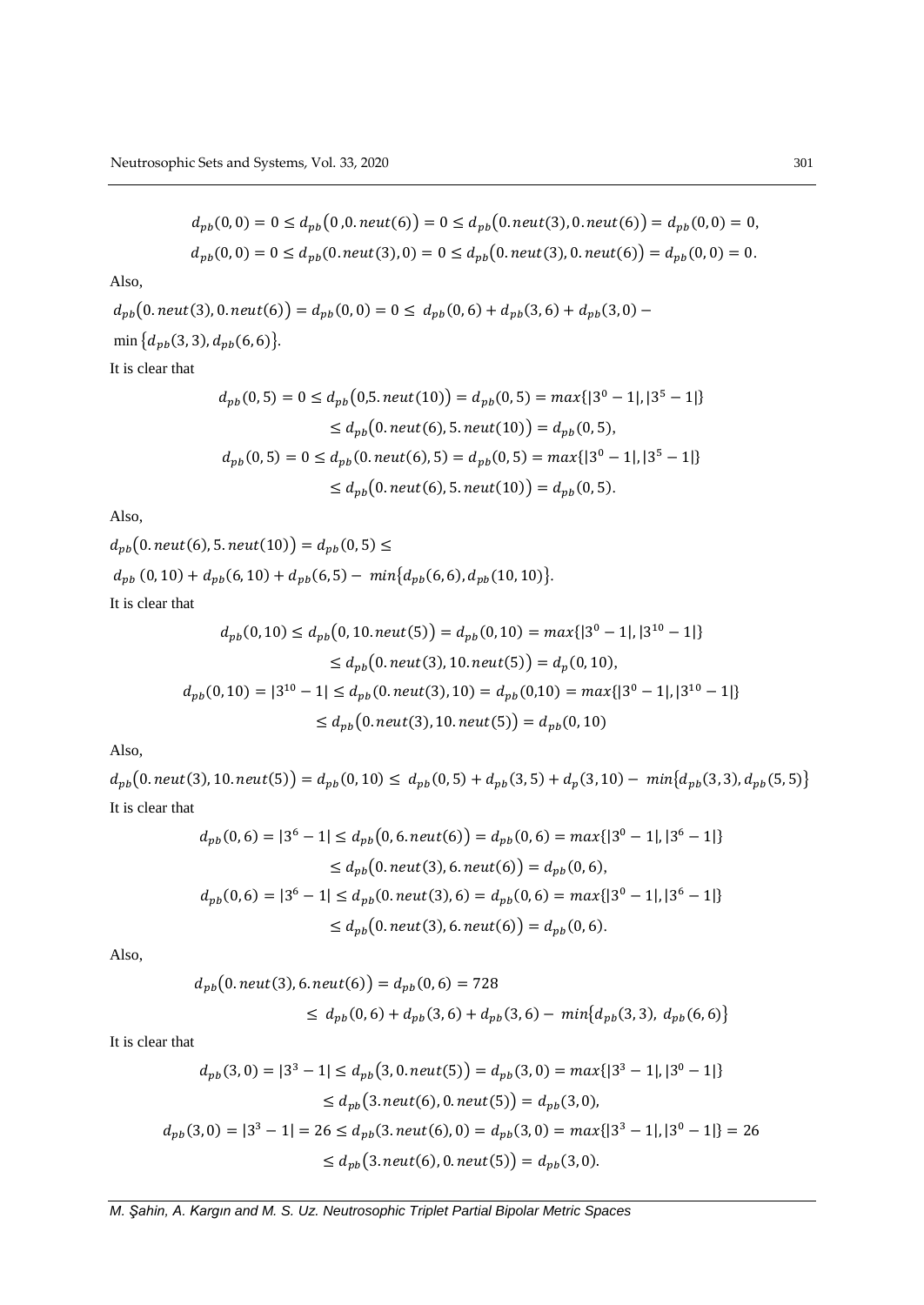$$d_{pb}(0,0) = 0 \leq d_{pb}(0, 0.neut(6)) = 0 \leq d_{pb}(0.neut(3), 0.neut(6)) = d_{pb}(0,0) = 0,$$

$$d_{pb}(0,0) = 0 \leq d_{pb}(0.neut(3), 0) = 0 \leq d_{pb}(0.neut(3), 0.neut(6)) = d_{pb}(0,0) = 0.$$

Also,

$d_{pb}(0.neut(3), 0.neut(6)) = d_{pb}(0,0) = 0 \leq d_{pb}(0,6) + d_{pb}(3,6) + d_{pb}(3,0) -$
$\min\{d_{pb}(3,3), d_{pb}(6,6)\}$.

It is clear that

$$d_{pb}(0,5) = 0 \leq d_{pb}(0, 5.neut(10)) = d_{pb}(0,5) = max\{|3^0 - 1|, |3^5 - 1|\}$$
$$\leq d_{pb}(0.neut(6), 5.neut(10)) = d_{pb}(0,5),$$
$$d_{pb}(0,5) = 0 \leq d_{pb}(0.neut(6), 5) = d_{pb}(0,5) = max\{|3^0 - 1|, |3^5 - 1|\}$$
$$\leq d_{pb}(0.neut(6), 5.neut(10)) = d_{pb}(0,5).$$

Also,

$d_{pb}(0.neut(6), 5.neut(10)) = d_{pb}(0,5) \leq$
$d_{pb}(0,10) + d_{pb}(6,10) + d_{pb}(6,5) - min\{d_{pb}(6,6), d_{pb}(10,10)\}$.

It is clear that

$$d_{pb}(0,10) \leq d_{pb}(0, 10.neut(5)) = d_{pb}(0,10) = max\{|3^0 - 1|, |3^{10} - 1|\}$$
$$\leq d_{pb}(0.neut(3), 10.neut(5)) = d_{p}(0,10),$$
$$d_{pb}(0,10) = |3^{10} - 1| \leq d_{pb}(0.neut(3), 10) = d_{pb}(0,10) = max\{|3^0 - 1|, |3^{10} - 1|\}$$
$$\leq d_{pb}(0.neut(3), 10.neut(5)) = d_{pb}(0,10)$$

Also,

$d_{pb}(0.neut(3), 10.neut(5)) = d_{pb}(0,10) \leq d_{pb}(0,5) + d_{pb}(3,5) + d_{p}(3,10) - min\{d_{pb}(3,3), d_{pb}(5,5)\}$

It is clear that

$$d_{pb}(0,6) = |3^6 - 1| \leq d_{pb}(0, 6.neut(6)) = d_{pb}(0,6) = max\{|3^0 - 1|, |3^6 - 1|\}$$
$$\leq d_{pb}(0.neut(3), 6.neut(6)) = d_{pb}(0,6),$$
$$d_{pb}(0,6) = |3^6 - 1| \leq d_{pb}(0.neut(3), 6) = d_{pb}(0,6) = max\{|3^0 - 1|, |3^6 - 1|\}$$
$$\leq d_{pb}(0.neut(3), 6.neut(6)) = d_{pb}(0,6).$$

Also,

$$d_{pb}(0.neut(3), 6.neut(6)) = d_{pb}(0,6) = 728$$
$$\leq d_{pb}(0,6) + d_{pb}(3,6) + d_{pb}(3,6) - min\{d_{pb}(3,3), d_{pb}(6,6)\}$$

It is clear that

$$d_{pb}(3,0) = |3^3 - 1| \leq d_{pb}(3, 0.neut(5)) = d_{pb}(3,0) = max\{|3^3 - 1|, |3^0 - 1|\}$$
$$\leq d_{pb}(3.neut(6), 0.neut(5)) = d_{pb}(3,0),$$
$$d_{pb}(3,0) = |3^3 - 1| = 26 \leq d_{pb}(3.neut(6), 0) = d_{pb}(3,0) = max\{|3^3 - 1|, |3^0 - 1|\} = 26$$
$$\leq d_{pb}(3.neut(6), 0.neut(5)) = d_{pb}(3,0).$$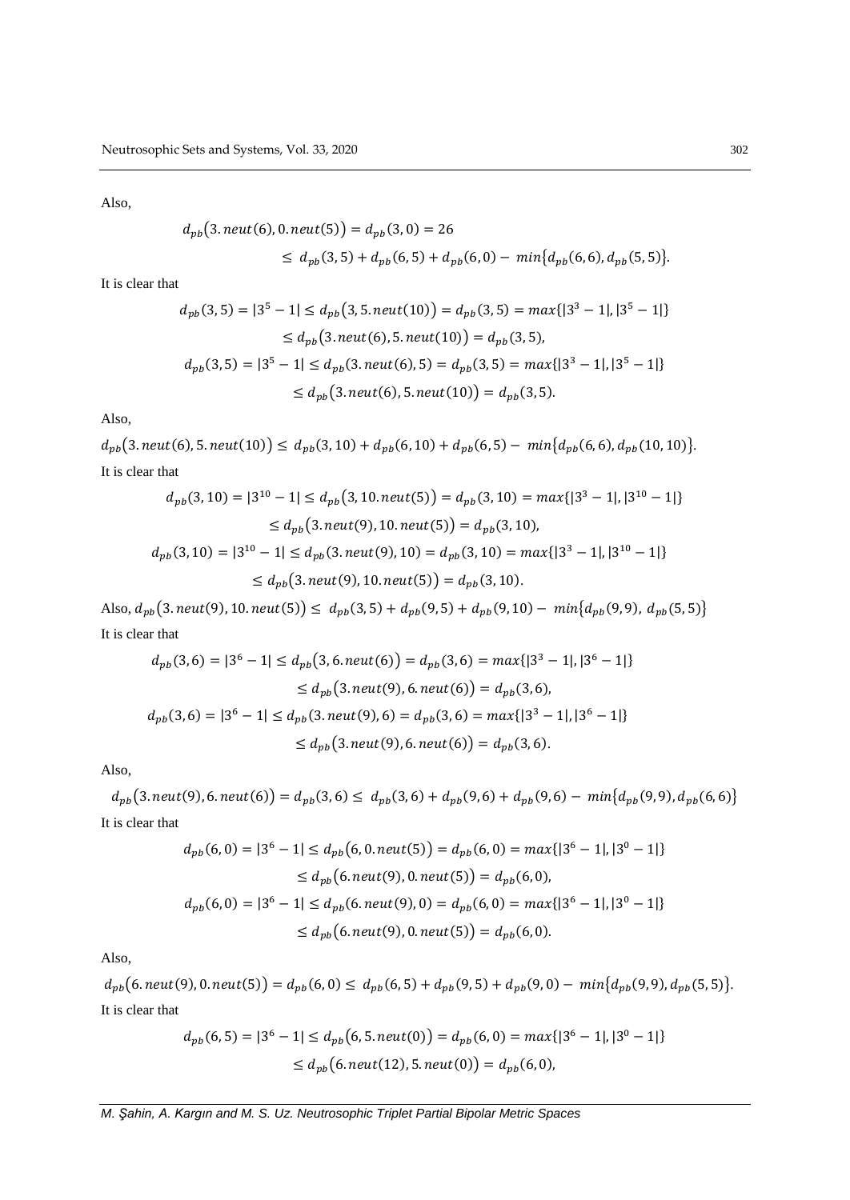Also,

$$d_{pb}\big(3.neut(6), 0.neut(5)\big) = d_{pb}(3, 0) = 26$$
$$\leq\ d_{pb}(3, 5) + d_{pb}(6, 5) + d_{pb}(6, 0) -\ min\big\{d_{pb}(6, 6), d_{pb}(5, 5)\big\}.$$

It is clear that

$$d_{pb}(3, 5) = |3^5 - 1| \leq d_{pb}\big(3, 5.neut(10)\big) = d_{pb}(3, 5) = max\{|3^3 - 1|, |3^5 - 1|\}$$
$$\leq d_{pb}\big(3.neut(6), 5.neut(10)\big) = d_{pb}(3, 5),$$
$$d_{pb}(3, 5) = |3^5 - 1| \leq d_{pb}(3.neut(6), 5) = d_{pb}(3, 5) = max\{|3^3 - 1|, |3^5 - 1|\}$$
$$\leq d_{pb}\big(3.neut(6), 5.neut(10)\big) = d_{pb}(3, 5).$$

Also,

$d_{pb}\big(3.neut(6), 5.neut(10)\big) \leq\ d_{pb}(3, 10) + d_{pb}(6, 10) + d_{pb}(6, 5) -\ min\big\{d_{pb}(6, 6), d_{pb}(10, 10)\big\}.$

It is clear that

$$d_{pb}(3, 10) = |3^{10} - 1| \leq d_{pb}\big(3, 10.neut(5)\big) = d_{pb}(3, 10) = max\{|3^3 - 1|, |3^{10} - 1|\}$$
$$\leq d_{pb}\big(3.neut(9), 10.neut(5)\big) = d_{pb}(3, 10),$$
$$d_{pb}(3, 10) = |3^{10} - 1| \leq d_{pb}(3.neut(9), 10) = d_{pb}(3, 10) = max\{|3^3 - 1|, |3^{10} - 1|\}$$
$$\leq d_{pb}\big(3.neut(9), 10.neut(5)\big) = d_{pb}(3, 10).$$

Also, $d_{pb}\big(3.neut(9), 10.neut(5)\big) \leq\ d_{pb}(3, 5) + d_{pb}(9, 5) + d_{pb}(9, 10) -\ min\big\{d_{pb}(9, 9),\ d_{pb}(5, 5)\big\}$

It is clear that

$$d_{pb}(3, 6) = |3^6 - 1| \leq d_{pb}\big(3, 6.neut(6)\big) = d_{pb}(3, 6) = max\{|3^3 - 1|, |3^6 - 1|\}$$
$$\leq d_{pb}\big(3.neut(9), 6.neut(6)\big) = d_{pb}(3, 6),$$
$$d_{pb}(3, 6) = |3^6 - 1| \leq d_{pb}(3.neut(9), 6) = d_{pb}(3, 6) = max\{|3^3 - 1|, |3^6 - 1|\}$$
$$\leq d_{pb}\big(3.neut(9), 6.neut(6)\big) = d_{pb}(3, 6).$$

Also,

$$d_{pb}\big(3.neut(9), 6.neut(6)\big) = d_{pb}(3, 6) \leq\ d_{pb}(3, 6) + d_{pb}(9, 6) + d_{pb}(9, 6) -\ min\big\{d_{pb}(9, 9), d_{pb}(6, 6)\big\}$$

It is clear that

$$d_{pb}(6, 0) = |3^6 - 1| \leq d_{pb}\big(6, 0.neut(5)\big) = d_{pb}(6, 0) = max\{|3^6 - 1|, |3^0 - 1|\}$$
$$\leq d_{pb}\big(6.neut(9), 0.neut(5)\big) = d_{pb}(6, 0),$$
$$d_{pb}(6, 0) = |3^6 - 1| \leq d_{pb}(6.neut(9), 0) = d_{pb}(6, 0) = max\{|3^6 - 1|, |3^0 - 1|\}$$
$$\leq d_{pb}\big(6.neut(9), 0.neut(5)\big) = d_{pb}(6, 0).$$

Also,

$$d_{pb}\big(6.neut(9), 0.neut(5)\big) = d_{pb}(6, 0) \leq\ d_{pb}(6, 5) + d_{pb}(9, 5) + d_{pb}(9, 0) -\ min\big\{d_{pb}(9, 9), d_{pb}(5, 5)\big\}.$$

It is clear that

$$d_{pb}(6, 5) = |3^6 - 1| \leq d_{pb}\big(6, 5.neut(0)\big) = d_{pb}(6, 0) = max\{|3^6 - 1|, |3^0 - 1|\}$$
$$\leq d_{pb}\big(6.neut(12), 5.neut(0)\big) = d_{pb}(6, 0),$$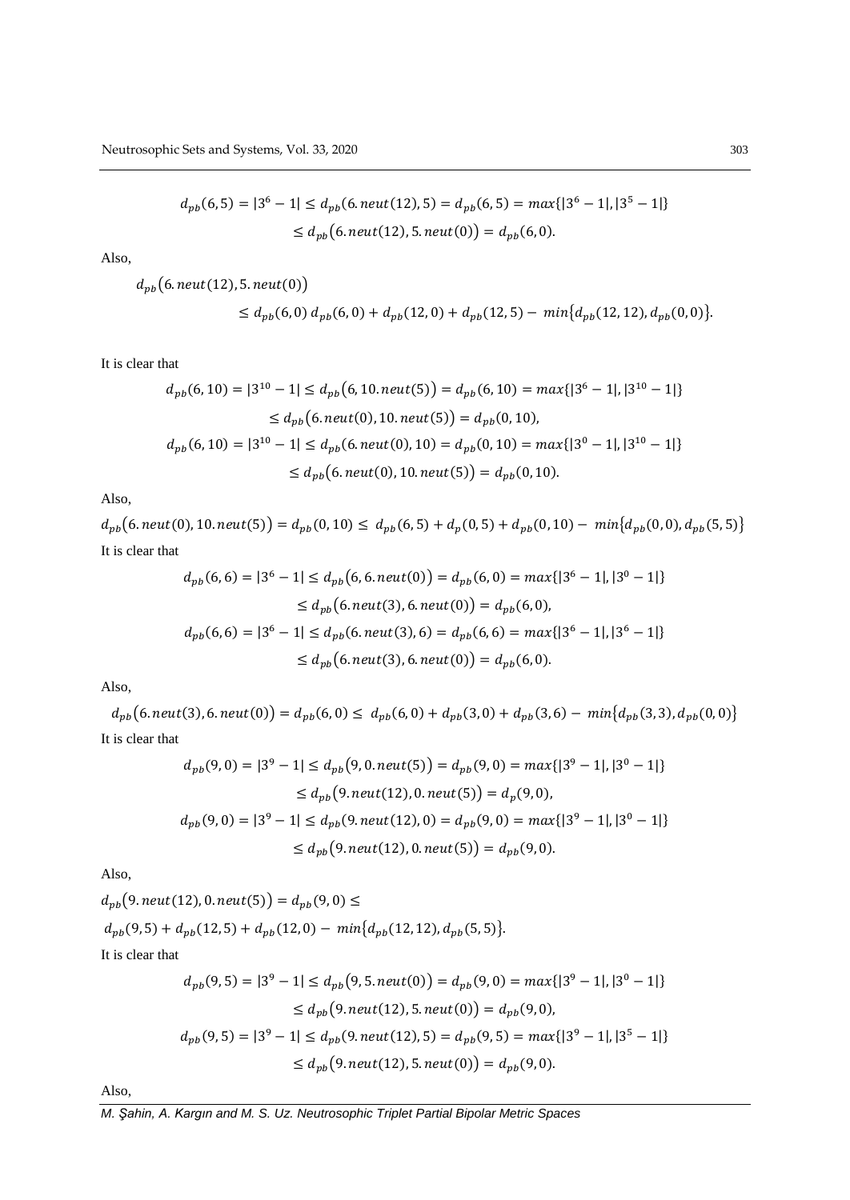$$d_{pb}(6,5) = |3^6 - 1| \leq d_{pb}(6.neut(12), 5) = d_{pb}(6,5) = max\{|3^6 - 1|, |3^5 - 1|\}$$
$$\leq d_{pb}\big(6.neut(12), 5.neut(0)\big) = d_{pb}(6,0).$$

Also,

$$d_{pb}\big(6.neut(12), 5.neut(0)\big)$$
$$\leq d_{pb}(6,0)\ d_{pb}(6,0) + d_{pb}(12,0) + d_{pb}(12,5) - \ min\big\{d_{pb}(12,12), d_{pb}(0,0)\big\}.$$

It is clear that

$$d_{pb}(6,10) = |3^{10} - 1| \leq d_{pb}\big(6, 10.neut(5)\big) = d_{pb}(6,10) = max\{|3^6 - 1|, |3^{10} - 1|\}$$
$$\leq d_{pb}\big(6.neut(0), 10.neut(5)\big) = d_{pb}(0,10),$$
$$d_{pb}(6,10) = |3^{10} - 1| \leq d_{pb}(6.neut(0), 10) = d_{pb}(0,10) = max\{|3^0 - 1|, |3^{10} - 1|\}$$
$$\leq d_{pb}\big(6.neut(0), 10.neut(5)\big) = d_{pb}(0,10).$$

Also,

$d_{pb}\big(6.neut(0), 10.neut(5)\big) = d_{pb}(0,10) \leq \ d_{pb}(6,5) + d_p(0,5) + d_{pb}(0,10) - \ min\big\{d_{pb}(0,0), d_{pb}(5,5)\big\}$

It is clear that

$$d_{pb}(6,6) = |3^6 - 1| \leq d_{pb}\big(6, 6.neut(0)\big) = d_{pb}(6,0) = max\{|3^6 - 1|, |3^0 - 1|\}$$
$$\leq d_{pb}\big(6.neut(3), 6.neut(0)\big) = d_{pb}(6,0),$$
$$d_{pb}(6,6) = |3^6 - 1| \leq d_{pb}(6.neut(3), 6) = d_{pb}(6,6) = max\{|3^6 - 1|, |3^6 - 1|\}$$
$$\leq d_{pb}\big(6.neut(3), 6.neut(0)\big) = d_{pb}(6,0).$$

Also,

$$d_{pb}\big(6.neut(3), 6.neut(0)\big) = d_{pb}(6,0) \leq \ d_{pb}(6,0) + d_{pb}(3,0) + d_{pb}(3,6) - \ min\big\{d_{pb}(3,3), d_{pb}(0,0)\big\}$$

It is clear that

$$d_{pb}(9,0) = |3^9 - 1| \leq d_{pb}\big(9, 0.neut(5)\big) = d_{pb}(9,0) = max\{|3^9 - 1|, |3^0 - 1|\}$$
$$\leq d_{pb}\big(9.neut(12), 0.neut(5)\big) = d_p(9,0),$$
$$d_{pb}(9,0) = |3^9 - 1| \leq d_{pb}(9.neut(12), 0) = d_{pb}(9,0) = max\{|3^9 - 1|, |3^0 - 1|\}$$
$$\leq d_{pb}\big(9.neut(12), 0.neut(5)\big) = d_{pb}(9,0).$$

Also,

$d_{pb}\big(9.neut(12), 0.neut(5)\big) = d_{pb}(9,0) \leq$

$d_{pb}(9,5) + d_{pb}(12,5) + d_{pb}(12,0) - \ min\big\{d_{pb}(12,12), d_{pb}(5,5)\big\}.$

It is clear that

$$d_{pb}(9,5) = |3^9 - 1| \leq d_{pb}\big(9, 5.neut(0)\big) = d_{pb}(9,0) = max\{|3^9 - 1|, |3^0 - 1|\}$$
$$\leq d_{pb}\big(9.neut(12), 5.neut(0)\big) = d_{pb}(9,0),$$
$$d_{pb}(9,5) = |3^9 - 1| \leq d_{pb}(9.neut(12), 5) = d_{pb}(9,5) = max\{|3^9 - 1|, |3^5 - 1|\}$$
$$\leq d_{pb}\big(9.neut(12), 5.neut(0)\big) = d_{pb}(9,0).$$

Also,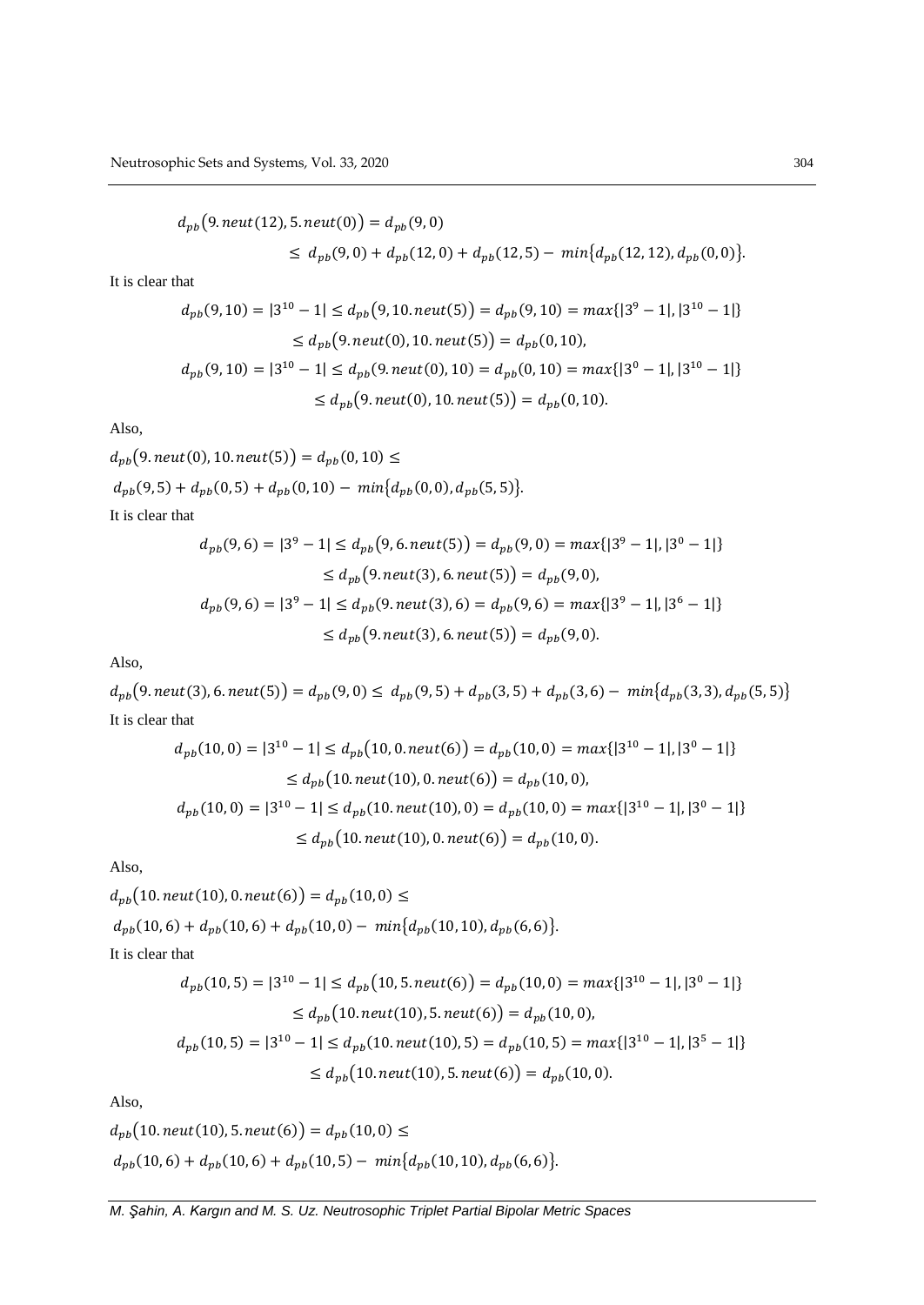$$d_{pb}\big(9.\,neut(12), 5.\,neut(0)\big) = d_{pb}(9,0)$$
$$\leq\; d_{pb}(9,0) + d_{pb}(12,0) + d_{pb}(12,5) - \;min\big\{d_{pb}(12,12), d_{pb}(0,0)\big\}.$$

It is clear that

$$d_{pb}(9,10) = |3^{10} - 1| \leq d_{pb}\big(9, 10.\,neut(5)\big) = d_{pb}(9,10) = max\{|3^{9} - 1|, |3^{10} - 1|\}$$
$$\leq d_{pb}\big(9.\,neut(0), 10.\,neut(5)\big) = d_{pb}(0,10),$$
$$d_{pb}(9,10) = |3^{10} - 1| \leq d_{pb}(9.\,neut(0), 10) = d_{pb}(0,10) = max\{|3^{0} - 1|, |3^{10} - 1|\}$$
$$\leq d_{pb}\big(9.\,neut(0), 10.\,neut(5)\big) = d_{pb}(0,10).$$

Also,

$d_{pb}\big(9.\,neut(0), 10.\,neut(5)\big) = d_{pb}(0,10) \leq$

$d_{pb}(9,5) + d_{pb}(0,5) + d_{pb}(0,10) - \;min\big\{d_{pb}(0,0), d_{pb}(5,5)\big\}.$

It is clear that

$$d_{pb}(9,6) = |3^{9} - 1| \leq d_{pb}\big(9, 6.\,neut(5)\big) = d_{pb}(9,0) = max\{|3^{9} - 1|, |3^{0} - 1|\}$$
$$\leq d_{pb}\big(9.\,neut(3), 6.\,neut(5)\big) = d_{pb}(9,0),$$
$$d_{pb}(9,6) = |3^{9} - 1| \leq d_{pb}(9.\,neut(3), 6) = d_{pb}(9,6) = max\{|3^{9} - 1|, |3^{6} - 1|\}$$
$$\leq d_{pb}\big(9.\,neut(3), 6.\,neut(5)\big) = d_{pb}(9,0).$$

Also,

$d_{pb}\big(9.\,neut(3), 6.\,neut(5)\big) = d_{pb}(9,0) \leq\; d_{pb}(9,5) + d_{pb}(3,5) + d_{pb}(3,6) - \;min\big\{d_{pb}(3,3), d_{pb}(5,5)\big\}$

It is clear that

$$d_{pb}(10,0) = |3^{10} - 1| \leq d_{pb}\big(10, 0.\,neut(6)\big) = d_{pb}(10,0) = max\{|3^{10} - 1|, |3^{0} - 1|\}$$
$$\leq d_{pb}\big(10.\,neut(10), 0.\,neut(6)\big) = d_{pb}(10,0),$$
$$d_{pb}(10,0) = |3^{10} - 1| \leq d_{pb}(10.\,neut(10), 0) = d_{pb}(10,0) = max\{|3^{10} - 1|, |3^{0} - 1|\}$$
$$\leq d_{pb}\big(10.\,neut(10), 0.\,neut(6)\big) = d_{pb}(10,0).$$

Also,

$d_{pb}\big(10.\,neut(10), 0.\,neut(6)\big) = d_{pb}(10,0) \leq$

$d_{pb}(10,6) + d_{pb}(10,6) + d_{pb}(10,0) - \;min\big\{d_{pb}(10,10), d_{pb}(6,6)\big\}.$

It is clear that

$$d_{pb}(10,5) = |3^{10} - 1| \leq d_{pb}\big(10, 5.\,neut(6)\big) = d_{pb}(10,0) = max\{|3^{10} - 1|, |3^{0} - 1|\}$$
$$\leq d_{pb}\big(10.\,neut(10), 5.\,neut(6)\big) = d_{pb}(10,0),$$
$$d_{pb}(10,5) = |3^{10} - 1| \leq d_{pb}(10.\,neut(10), 5) = d_{pb}(10,5) = max\{|3^{10} - 1|, |3^{5} - 1|\}$$
$$\leq d_{pb}\big(10.\,neut(10), 5.\,neut(6)\big) = d_{pb}(10,0).$$

Also,

$d_{pb}\big(10.\,neut(10), 5.\,neut(6)\big) = d_{pb}(10,0) \leq$

$d_{pb}(10,6) + d_{pb}(10,6) + d_{pb}(10,5) - \;min\big\{d_{pb}(10,10), d_{pb}(6,6)\big\}.$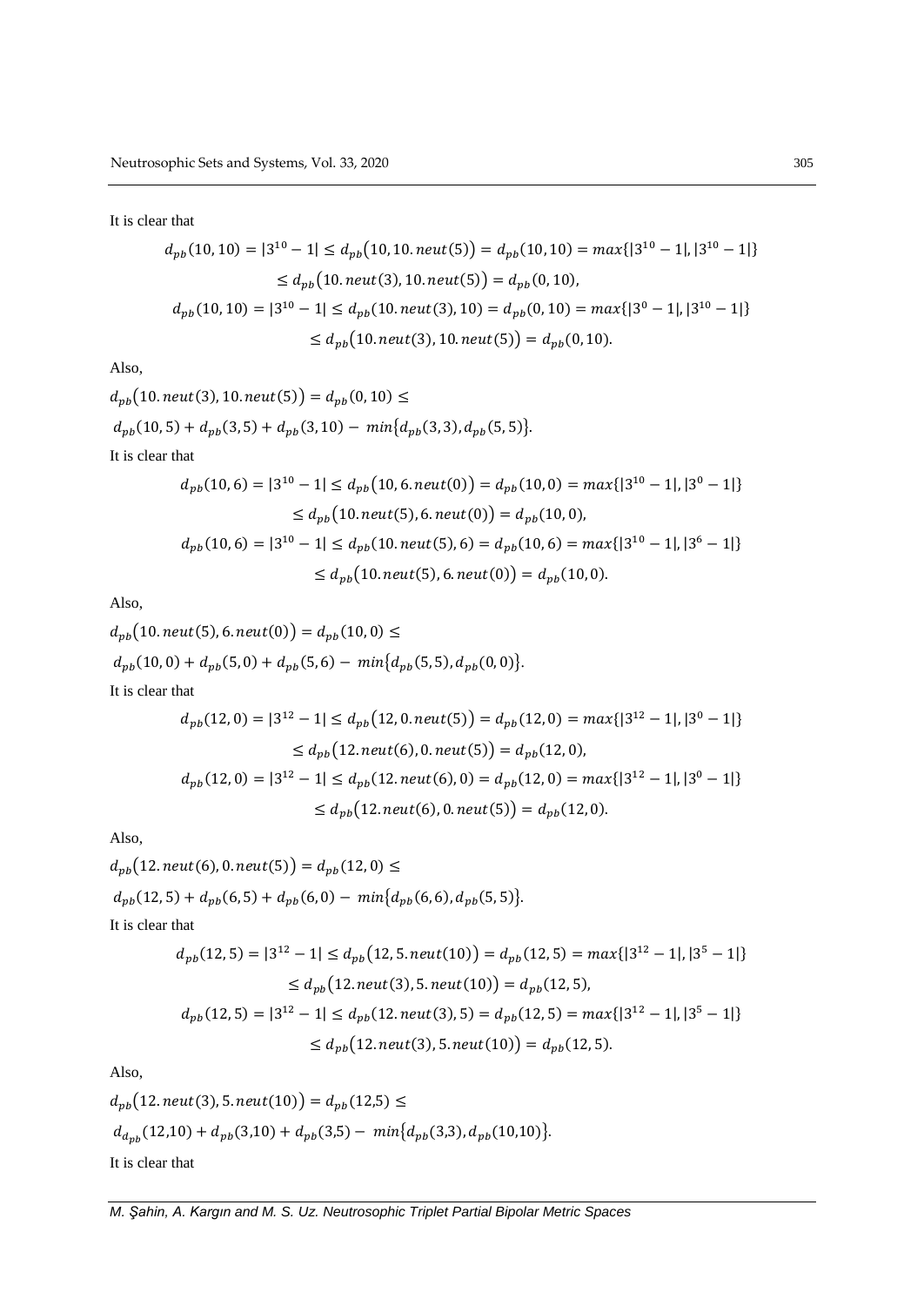It is clear that

$$d_{pb}(10,10) = |3^{10} - 1| \leq d_{pb}(10, 10.neut(5)) = d_{pb}(10,10) = max\{|3^{10} - 1|, |3^{10} - 1|\}$$
$$\leq d_{pb}(10.neut(3), 10.neut(5)) = d_{pb}(0,10),$$
$$d_{pb}(10,10) = |3^{10} - 1| \leq d_{pb}(10.neut(3), 10) = d_{pb}(0,10) = max\{|3^{0} - 1|, |3^{10} - 1|\}$$
$$\leq d_{pb}(10.neut(3), 10.neut(5)) = d_{pb}(0,10).$$

Also,

$d_{pb}(10.neut(3), 10.neut(5)) = d_{pb}(0,10) \leq$

$d_{pb}(10,5) + d_{pb}(3,5) + d_{pb}(3,10) - min\{d_{pb}(3,3), d_{pb}(5,5)\}.$

It is clear that

$$d_{pb}(10,6) = |3^{10} - 1| \leq d_{pb}(10, 6.neut(0)) = d_{pb}(10,0) = max\{|3^{10} - 1|, |3^{0} - 1|\}$$
$$\leq d_{pb}(10.neut(5), 6.neut(0)) = d_{pb}(10,0),$$
$$d_{pb}(10,6) = |3^{10} - 1| \leq d_{pb}(10.neut(5), 6) = d_{pb}(10,6) = max\{|3^{10} - 1|, |3^{6} - 1|\}$$
$$\leq d_{pb}(10.neut(5), 6.neut(0)) = d_{pb}(10,0).$$

Also,

$d_{pb}(10.neut(5), 6.neut(0)) = d_{pb}(10,0) \leq$

$d_{pb}(10,0) + d_{pb}(5,0) + d_{pb}(5,6) - min\{d_{pb}(5,5), d_{pb}(0,0)\}.$

It is clear that

$$d_{pb}(12,0) = |3^{12} - 1| \leq d_{pb}(12, 0.neut(5)) = d_{pb}(12,0) = max\{|3^{12} - 1|, |3^{0} - 1|\}$$
$$\leq d_{pb}(12.neut(6), 0.neut(5)) = d_{pb}(12,0),$$
$$d_{pb}(12,0) = |3^{12} - 1| \leq d_{pb}(12.neut(6), 0) = d_{pb}(12,0) = max\{|3^{12} - 1|, |3^{0} - 1|\}$$
$$\leq d_{pb}(12.neut(6), 0.neut(5)) = d_{pb}(12,0).$$

Also,

$d_{pb}(12.neut(6), 0.neut(5)) = d_{pb}(12,0) \leq$

$d_{pb}(12,5) + d_{pb}(6,5) + d_{pb}(6,0) - min\{d_{pb}(6,6), d_{pb}(5,5)\}.$

It is clear that

$$d_{pb}(12,5) = |3^{12} - 1| \leq d_{pb}(12, 5.neut(10)) = d_{pb}(12,5) = max\{|3^{12} - 1|, |3^{5} - 1|\}$$
$$\leq d_{pb}(12.neut(3), 5.neut(10)) = d_{pb}(12,5),$$
$$d_{pb}(12,5) = |3^{12} - 1| \leq d_{pb}(12.neut(3), 5) = d_{pb}(12,5) = max\{|3^{12} - 1|, |3^{5} - 1|\}$$
$$\leq d_{pb}(12.neut(3), 5.neut(10)) = d_{pb}(12,5).$$

Also,

$d_{pb}(12.neut(3), 5.neut(10)) = d_{pb}(12,5) \leq$

$d_{d_{pb}}(12,10) + d_{pb}(3,10) + d_{pb}(3,5) - min\{d_{pb}(3,3), d_{pb}(10,10)\}.$

It is clear that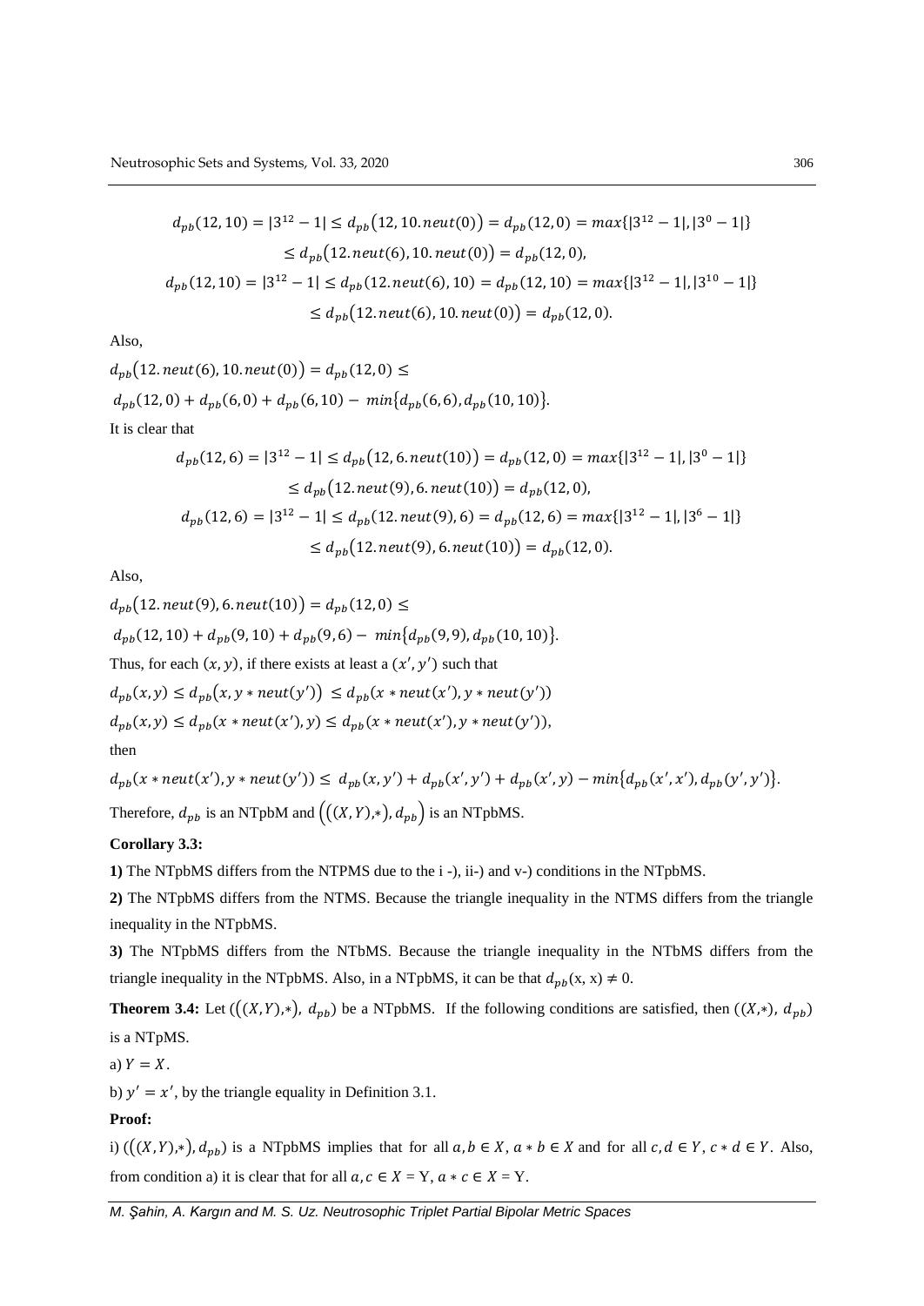$$d_{pb}(12,10) = |3^{12} - 1| \le d_{pb}\big(12, 10.neut(0)\big) = d_{pb}(12,0) = max\{|3^{12} - 1|, |3^{0} - 1|\}$$
$$\le d_{pb}\big(12.neut(6), 10.neut(0)\big) = d_{pb}(12,0),$$
$$d_{pb}(12,10) = |3^{12} - 1| \le d_{pb}(12.neut(6), 10) = d_{pb}(12,10) = max\{|3^{12} - 1|, |3^{10} - 1|\}$$
$$\le d_{pb}\big(12.neut(6), 10.neut(0)\big) = d_{pb}(12,0).$$

Also,

$d_{pb}\big(12.neut(6), 10.neut(0)\big) = d_{pb}(12,0) \le$

$d_{pb}(12,0) + d_{pb}(6,0) + d_{pb}(6,10) - \ min\{d_{pb}(6,6), d_{pb}(10,10)\}.$

It is clear that

$$d_{pb}(12,6) = |3^{12} - 1| \le d_{pb}\big(12, 6.neut(10)\big) = d_{pb}(12,0) = max\{|3^{12} - 1|, |3^{0} - 1|\}$$
$$\le d_{pb}\big(12.neut(9), 6.neut(10)\big) = d_{pb}(12,0),$$
$$d_{pb}(12,6) = |3^{12} - 1| \le d_{pb}(12.neut(9), 6) = d_{pb}(12,6) = max\{|3^{12} - 1|, |3^{6} - 1|\}$$
$$\le d_{pb}\big(12.neut(9), 6.neut(10)\big) = d_{pb}(12,0).$$

Also,

$d_{pb}\big(12.neut(9), 6.neut(10)\big) = d_{pb}(12,0) \le$

$d_{pb}(12,10) + d_{pb}(9,10) + d_{pb}(9,6) - \ min\{d_{pb}(9,9), d_{pb}(10,10)\}.$

Thus, for each $(x, y)$, if there exists at least a $(x', y')$ such that

$d_{pb}(x, y) \le d_{pb}\big(x, y * neut(y')\big) \le d_{pb}(x * neut(x'), y * neut(y'))$

$d_{pb}(x, y) \le d_{pb}(x * neut(x'), y) \le d_{pb}(x * neut(x'), y * neut(y')),$

then

$d_{pb}(x * neut(x'), y * neut(y')) \le \ d_{pb}(x, y') + d_{pb}(x', y') + d_{pb}(x', y) - min\{d_{pb}(x', x'), d_{pb}(y', y')\}.$

Therefore, $d_{pb}$ is an NTpbM and $\big(((X, Y),*), d_{pb}\big)$ is an NTpbMS.

**Corollary 3.3:**

**1)** The NTpbMS differs from the NTPMS due to the i -), ii-) and v-) conditions in the NTpbMS.

**2)** The NTpbMS differs from the NTMS. Because the triangle inequality in the NTMS differs from the triangle inequality in the NTpbMS.

**3)** The NTpbMS differs from the NTbMS. Because the triangle inequality in the NTbMS differs from the triangle inequality in the NTpbMS. Also, in a NTpbMS, it can be that $d_{pb}(x, x) \ne 0$.

**Theorem 3.4:** Let $(((X, Y),*),\ d_{pb})$ be a NTpbMS. If the following conditions are satisfied, then $((X,*),\ d_{pb})$ is a NTpMS.

a) $Y = X$.

b) $y' = x'$, by the triangle equality in Definition 3.1.

**Proof:**

i) $(((X, Y),*), d_{pb})$ is a NTpbMS implies that for all $a, b \in X$, $a * b \in X$ and for all $c, d \in Y$, $c * d \in Y$. Also, from condition a) it is clear that for all $a, c \in X = \text{Y}$, $a * c \in X = \text{Y}$.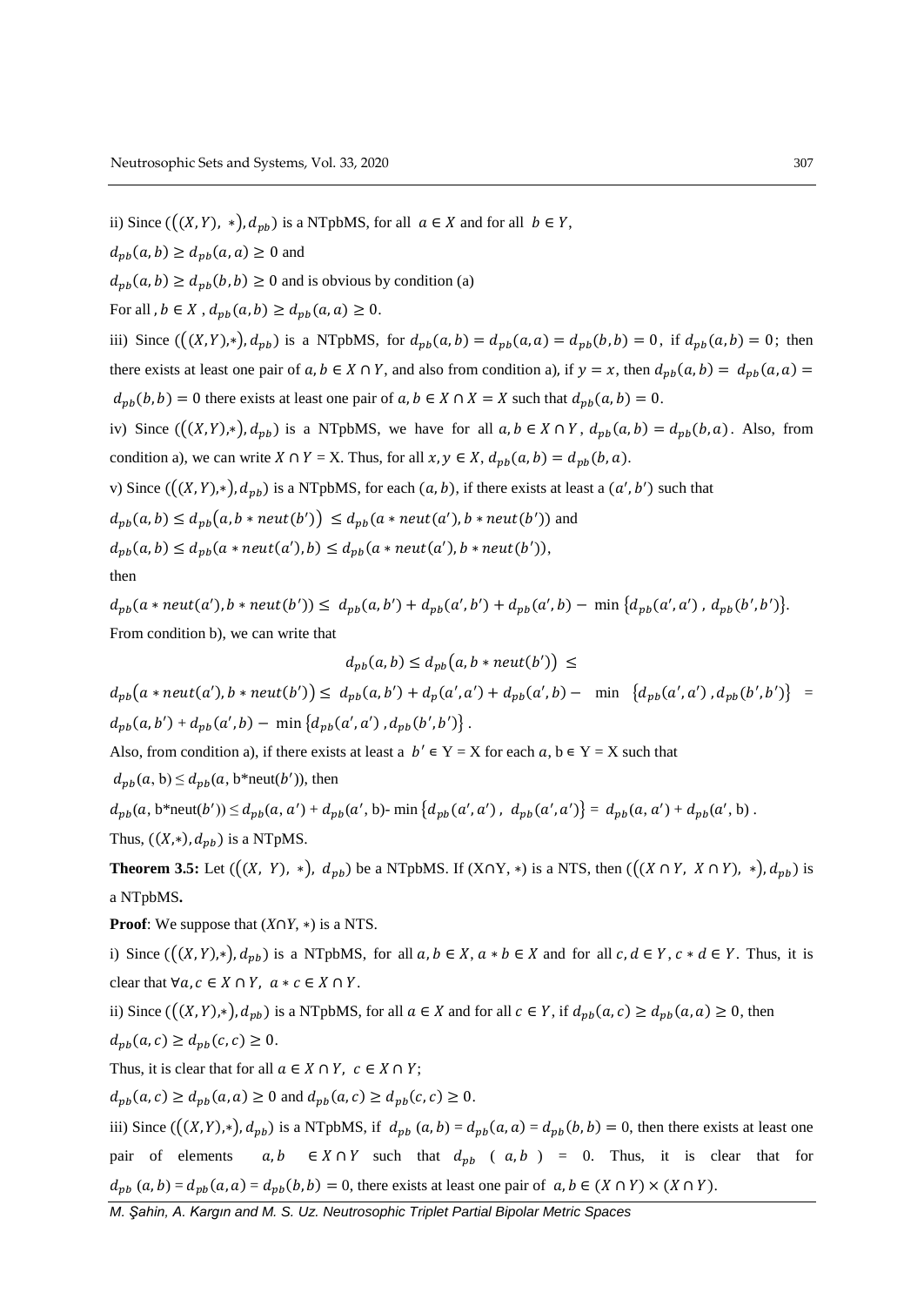ii) Since $(((X,Y), *), d_{pb})$ is a NTPbMS, for all $a \in X$ and for all $b \in Y$,

$d_{pb}(a,b) \geq d_{pb}(a,a) \geq 0$ and

$d_{pb}(a,b) \geq d_{pb}(b,b) \geq 0$ and is obvious by condition (a)

For all , $b \in X$ , $d_{pb}(a,b) \geq d_{pb}(a,a) \geq 0$.

iii) Since $(((X,Y),*), d_{pb})$ is a NTPbMS, for $d_{pb}(a,b) = d_{pb}(a,a) = d_{pb}(b,b) = 0$, if $d_{pb}(a,b) = 0$; then there exists at least one pair of $a, b \in X \cap Y$, and also from condition a), if $y = x$, then $d_{pb}(a,b) = d_{pb}(a,a) = d_{pb}(b,b) = 0$ there exists at least one pair of $a, b \in X \cap X = X$ such that $d_{pb}(a,b) = 0$.

iv) Since $(((X,Y),*), d_{pb})$ is a NTPbMS, we have for all $a, b \in X \cap Y$, $d_{pb}(a,b) = d_{pb}(b,a)$. Also, from condition a), we can write $X \cap Y$ = X. Thus, for all $x, y \in X$, $d_{pb}(a,b) = d_{pb}(b,a)$.

v) Since $(((X,Y),*), d_{pb})$ is a NTPbMS, for each $(a,b)$, if there exists at least a $(a',b')$ such that

$d_{pb}(a,b) \leq d_{pb}(a, b * neut(b')) \leq d_{pb}(a * neut(a'), b * neut(b'))$ and

$d_{pb}(a,b) \leq d_{pb}(a * neut(a'), b) \leq d_{pb}(a * neut(a'), b * neut(b'))$,

then

$d_{pb}(a * neut(a'), b * neut(b')) \leq d_{pb}(a,b') + d_{pb}(a',b') + d_{pb}(a',b) - \min\{d_{pb}(a',a'), d_{pb}(b',b')\}$.

From condition b), we can write that

$$d_{pb}(a,b) \leq d_{pb}(a, b * neut(b')) \leq$$

$d_{pb}(a * neut(a'), b * neut(b')) \leq d_{pb}(a,b') + d_{p}(a',a') + d_{pb}(a',b) - \min\{d_{pb}(a',a'), d_{pb}(b',b')\} = d_{pb}(a,b') + d_{pb}(a',b) - \min\{d_{pb}(a',a'), d_{pb}(b',b')\}$.

Also, from condition a), if there exists at least a $b' \in$ Y = X for each $a$, b ∈ Y = X such that

$d_{pb}(a, \text{b}) \leq d_{pb}(a, \text{b*neut}(b'))$, then

$d_{pb}(a, \text{b*neut}(b')) \leq d_{pb}(a,a') + d_{pb}(a', \text{b}) - \min\{d_{pb}(a',a'), d_{pb}(a',a')\} = d_{pb}(a,a') + d_{pb}(a', \text{b})$.

Thus, $((X,*), d_{pb})$ is a NTpMS.

**Theorem 3.5:** Let $(((X, Y), *), d_{pb})$ be a NTPbMS. If (X∩Y, ∗) is a NTS, then $(((X \cap Y, X \cap Y), *), d_{pb})$ is a NTPbMS**.**

**Proof**: We suppose that $(X \cap Y, *)$ is a NTS.

i) Since $(((X,Y),*), d_{pb})$ is a NTPbMS, for all $a, b \in X$, $a * b \in X$ and for all $c, d \in Y$, $c * d \in Y$. Thus, it is clear that $\forall a, c \in X \cap Y$, $a * c \in X \cap Y$.

ii) Since $(((X,Y),*), d_{pb})$ is a NTPbMS, for all $a \in X$ and for all $c \in Y$, if $d_{pb}(a,c) \geq d_{pb}(a,a) \geq 0$, then $d_{pb}(a,c) \geq d_{pb}(c,c) \geq 0$.

Thus, it is clear that for all $a \in X \cap Y$, $c \in X \cap Y$;

$d_{pb}(a,c) \geq d_{pb}(a,a) \geq 0$ and $d_{pb}(a,c) \geq d_{pb}(c,c) \geq 0$.

iii) Since $(((X,Y),*), d_{pb})$ is a NTPbMS, if $d_{pb}(a,b) = d_{pb}(a,a) = d_{pb}(b,b) = 0$, then there exists at least one pair of elements $a, b \in X \cap Y$ such that $d_{pb}(a,b) = 0$. Thus, it is clear that for $d_{pb}(a,b) = d_{pb}(a,a) = d_{pb}(b,b) = 0$, there exists at least one pair of $a, b \in (X \cap Y) \times (X \cap Y)$.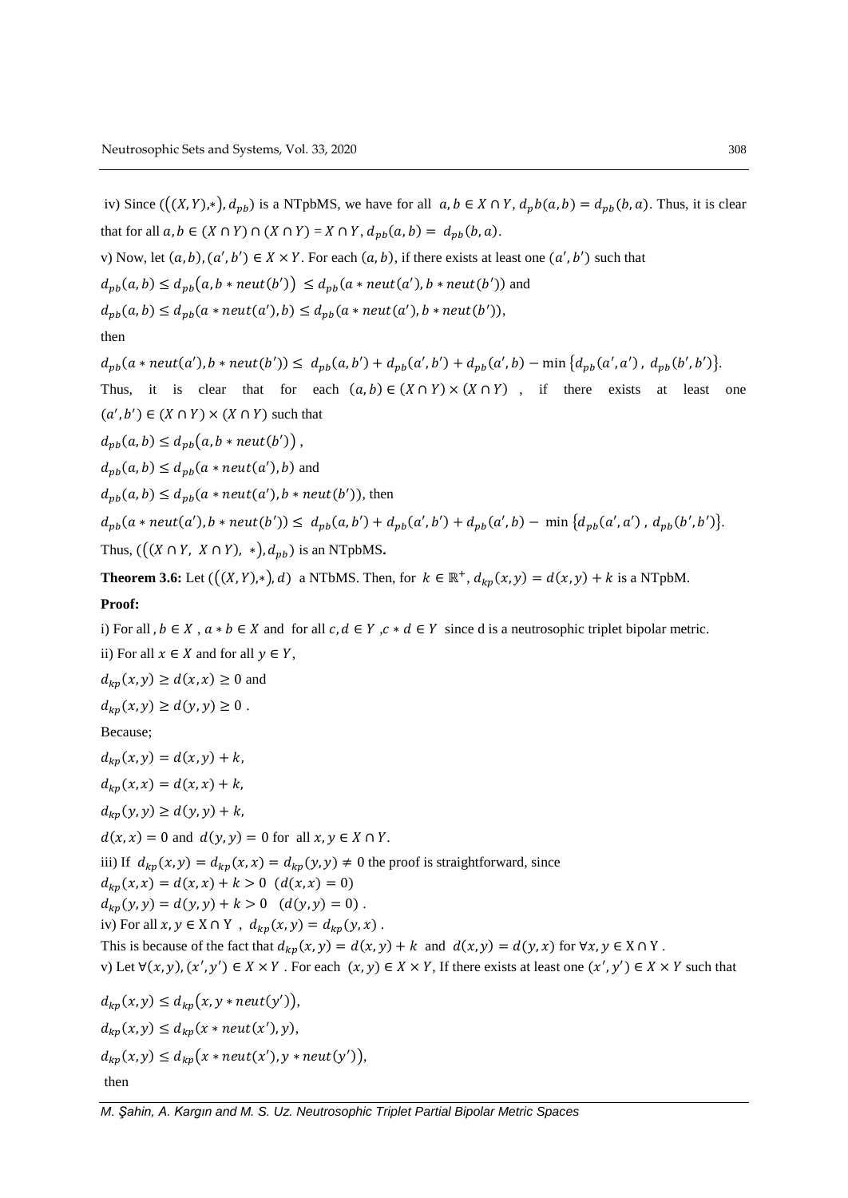iv) Since $(((X,Y),*), d_{pb})$ is a NTpbMS, we have for all $a, b \in X \cap Y$, $d_p b(a,b) = d_{pb}(b,a)$. Thus, it is clear that for all $a, b \in (X \cap Y) \cap (X \cap Y) = X \cap Y$, $d_{pb}(a,b) = d_{pb}(b,a)$.

v) Now, let $(a,b), (a',b') \in X \times Y$. For each $(a,b)$, if there exists at least one $(a',b')$ such that

$d_{pb}(a,b) \leq d_{pb}(a, b * neut(b')) \leq d_{pb}(a * neut(a'), b * neut(b'))$ and

$d_{pb}(a,b) \leq d_{pb}(a * neut(a'), b) \leq d_{pb}(a * neut(a'), b * neut(b'))$,

then

$d_{pb}(a * neut(a'), b * neut(b')) \leq d_{pb}(a,b') + d_{pb}(a',b') + d_{pb}(a',b) - \min\{d_{pb}(a',a'), d_{pb}(b',b')\}$.

Thus, it is clear that for each $(a,b) \in (X \cap Y) \times (X \cap Y)$, if there exists at least one $(a',b') \in (X \cap Y) \times (X \cap Y)$ such that

$d_{pb}(a,b) \leq d_{pb}(a, b * neut(b'))$,

$d_{pb}(a,b) \leq d_{pb}(a * neut(a'), b)$ and

$d_{pb}(a,b) \leq d_{pb}(a * neut(a'), b * neut(b'))$, then

$d_{pb}(a * neut(a'), b * neut(b')) \leq d_{pb}(a,b') + d_{pb}(a',b') + d_{pb}(a',b) - \min\{d_{pb}(a',a'), d_{pb}(b',b')\}$.

Thus, $(((X \cap Y, X \cap Y), *), d_{pb})$ is an NTpbMS.

**Theorem 3.6:** Let $(((X,Y),*), d)$ a NTbMS. Then, for $k \in \mathbb{R}^+$, $d_{kp}(x,y) = d(x,y) + k$ is a NTpbM.

**Proof:**

i) For all $, b \in X$, $a * b \in X$ and for all $c, d \in Y$, $c * d \in Y$ since d is a neutrosophic triplet bipolar metric.

ii) For all $x \in X$ and for all $y \in Y$,

$d_{kp}(x,y) \geq d(x,x) \geq 0$ and

$d_{kp}(x,y) \geq d(y,y) \geq 0$.

Because;

$d_{kp}(x,y) = d(x,y) + k$,

$d_{kp}(x,x) = d(x,x) + k$,

$d_{kp}(y,y) \geq d(y,y) + k$,

$d(x,x) = 0$ and $d(y,y) = 0$ for all $x, y \in X \cap Y$.

iii) If $d_{kp}(x,y) = d_{kp}(x,x) = d_{kp}(y,y) \neq 0$ the proof is straightforward, since

$d_{kp}(x,x) = d(x,x) + k > 0 \ \ (d(x,x) = 0)$

$d_{kp}(y,y) = d(y,y) + k > 0 \ \ (d(y,y) = 0)$.

iv) For all $x, y \in X \cap Y$, $d_{kp}(x,y) = d_{kp}(y,x)$.

This is because of the fact that $d_{kp}(x,y) = d(x,y) + k$ and $d(x,y) = d(y,x)$ for $\forall x, y \in X \cap Y$.

v) Let $\forall (x,y), (x',y') \in X \times Y$. For each $(x,y) \in X \times Y$, If there exists at least one $(x',y') \in X \times Y$ such that

$d_{kp}(x,y) \leq d_{kp}(x, y * neut(y'))$,

$d_{kp}(x,y) \leq d_{kp}(x * neut(x'), y)$,

$d_{kp}(x,y) \leq d_{kp}(x * neut(x'), y * neut(y'))$,

then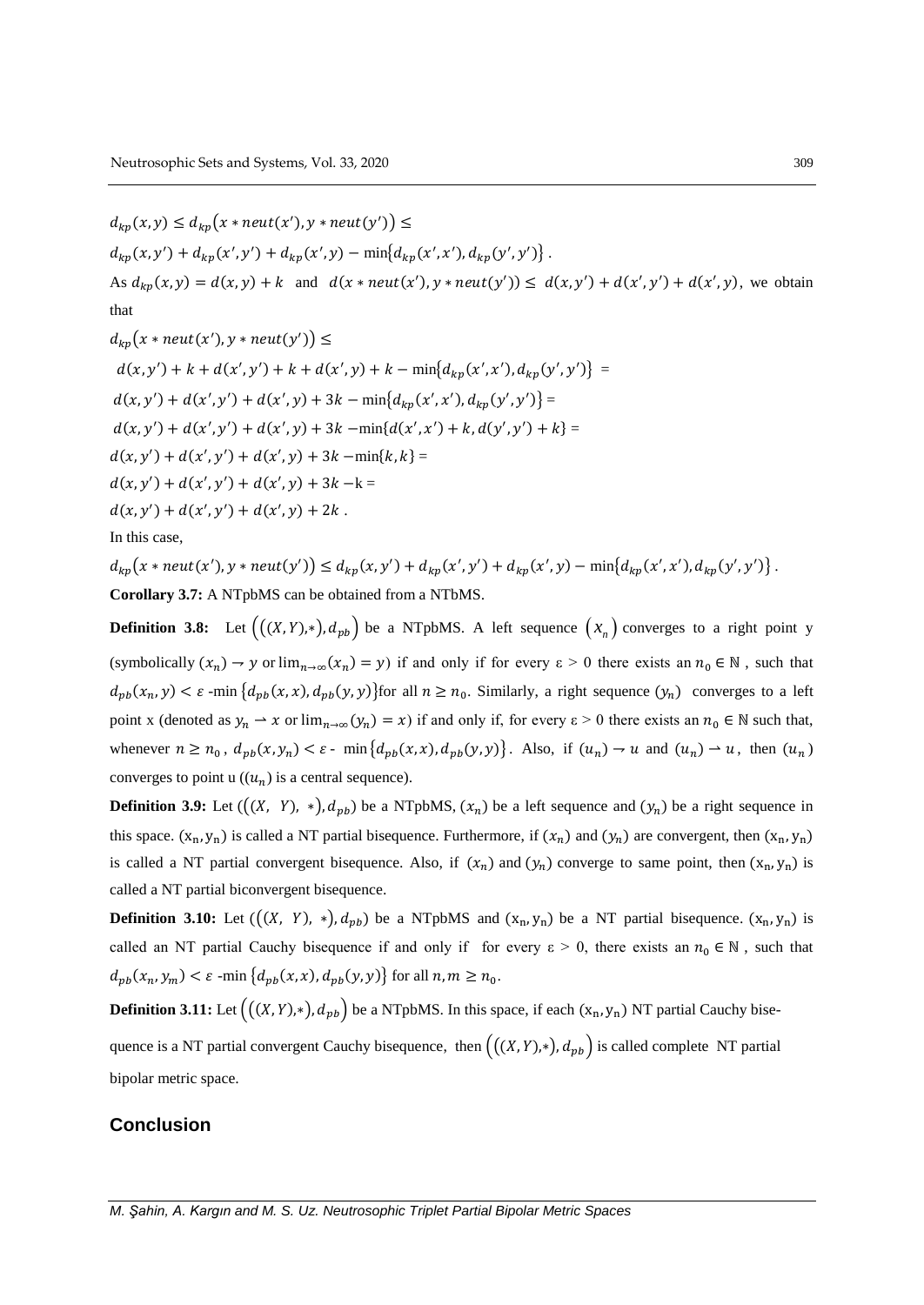$d_{kp}(x,y) \le d_{kp}\big(x * neut(x'), y * neut(y')\big) \le$

$d_{kp}(x,y') + d_{kp}(x',y') + d_{kp}(x',y) - \min\{d_{kp}(x',x'), d_{kp}(y',y')\}$ .

As $d_{kp}(x,y) = d(x,y) + k$ and $d(x * neut(x'), y * neut(y')) \le d(x,y') + d(x',y') + d(x',y)$, we obtain that

$d_{kp}\big(x * neut(x'), y * neut(y')\big) \le$

$d(x,y') + k + d(x',y') + k + d(x',y) + k - \min\{d_{kp}(x',x'), d_{kp}(y',y')\}$ =

$d(x,y') + d(x',y') + d(x',y) + 3k - \min\{d_{kp}(x',x'), d_{kp}(y',y')\}$ =

$d(x,y') + d(x',y') + d(x',y) + 3k - \min\{d(x',x') + k, d(y',y') + k\}$ =

$d(x,y') + d(x',y') + d(x',y) + 3k - \min\{k,k\}$ =

$d(x,y') + d(x',y') + d(x',y) + 3k - k$ =

$d(x,y') + d(x',y') + d(x',y) + 2k$ .

In this case,

$d_{kp}\big(x * neut(x'), y * neut(y')\big) \le d_{kp}(x,y') + d_{kp}(x',y') + d_{kp}(x',y) - \min\{d_{kp}(x',x'), d_{kp}(y',y')\}$.

**Corollary 3.7:** A NTpbMS can be obtained from a NTbMS.

**Definition 3.8:** Let $\big(((X,Y),*), d_{pb}\big)$ be a NTpbMS. A left sequence $(x_n)$ converges to a right point y (symbolically $(x_n) \rightharpoonup y$ or $\lim_{n\to\infty}(x_n) = y$) if and only if for every ε > 0 there exists an $n_0 \in \mathbb{N}$ , such that $d_{pb}(x_n, y) < \varepsilon$ -min $\{d_{pb}(x,x), d_{pb}(y,y)\}$for all $n \ge n_0$. Similarly, a right sequence $(y_n)$ converges to a left point x (denoted as $y_n \rightharpoonup x$ or $\lim_{n\to\infty}(y_n) = x$) if and only if, for every ε > 0 there exists an $n_0 \in \mathbb{N}$ such that, whenever $n \ge n_0$ , $d_{pb}(x, y_n) < \varepsilon$ - $\min\{d_{pb}(x,x), d_{pb}(y,y)\}$. Also, if $(u_n) \rightharpoonup u$ and $(u_n) \rightharpoonup u$, then $(u_n)$ converges to point u ($(u_n)$ is a central sequence).

**Definition 3.9:** Let $(((X,\ Y),\ *), d_{pb})$ be a NTpbMS, $(x_n)$ be a left sequence and $(y_n)$ be a right sequence in this space. $(x_n, y_n)$ is called a NT partial bisequence. Furthermore, if $(x_n)$ and $(y_n)$ are convergent, then $(x_n, y_n)$ is called a NT partial convergent bisequence. Also, if $(x_n)$ and $(y_n)$ converge to same point, then $(x_n, y_n)$ is called a NT partial biconvergent bisequence.

**Definition 3.10:** Let $(((X,\ Y),\ *), d_{pb})$ be a NTpbMS and $(x_n, y_n)$ be a NT partial bisequence. $(x_n, y_n)$ is called an NT partial Cauchy bisequence if and only if for every ε > 0, there exists an $n_0 \in \mathbb{N}$ , such that $d_{pb}(x_n, y_m) < \varepsilon$ -min $\{d_{pb}(x,x), d_{pb}(y,y)\}$ for all $n, m \ge n_0$.

**Definition 3.11:** Let $\big(((X,Y),*), d_{pb}\big)$ be a NTpbMS. In this space, if each $(x_n, y_n)$ NT partial Cauchy bisequence is a NT partial convergent Cauchy bisequence, then $\big(((X,Y),*), d_{pb}\big)$ is called complete NT partial bipolar metric space.

## Conclusion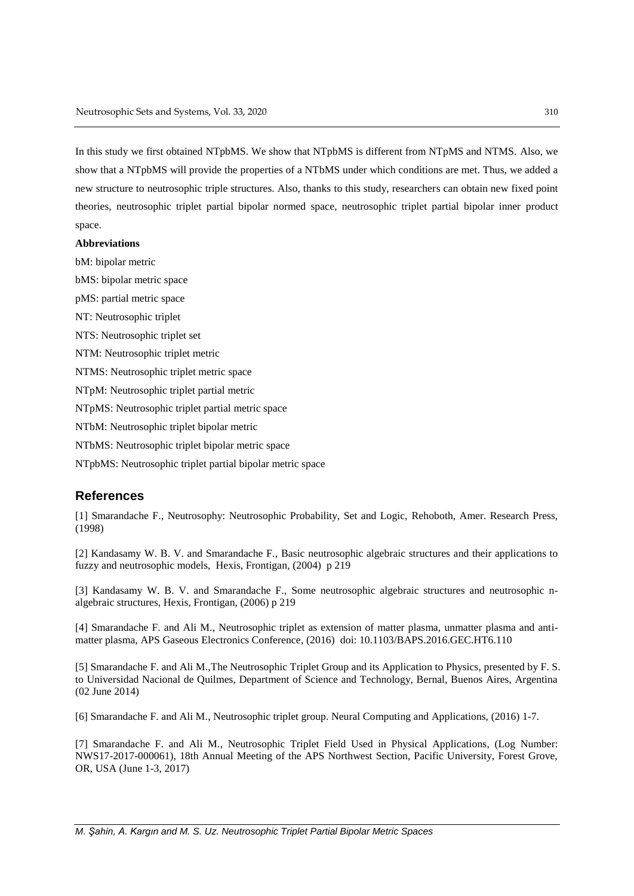In this study we first obtained NTpbMS. We show that NTpbMS is different from NTpMS and NTMS. Also, we show that a NTpbMS will provide the properties of a NTbMS under which conditions are met. Thus, we added a new structure to neutrosophic triple structures. Also, thanks to this study, researchers can obtain new fixed point theories, neutrosophic triplet partial bipolar normed space, neutrosophic triplet partial bipolar inner product space.

**Abbreviations**

bM: bipolar metric

bMS: bipolar metric space

pMS: partial metric space

NT: Neutrosophic triplet

NTS: Neutrosophic triplet set

NTM: Neutrosophic triplet metric

NTMS: Neutrosophic triplet metric space

NTpM: Neutrosophic triplet partial metric

NTpMS: Neutrosophic triplet partial metric space

NTbM: Neutrosophic triplet bipolar metric

NTbMS: Neutrosophic triplet bipolar metric space

NTpbMS: Neutrosophic triplet partial bipolar metric space

## References

[1] Smarandache F., Neutrosophy: Neutrosophic Probability, Set and Logic, Rehoboth, Amer. Research Press, (1998)

[2] Kandasamy W. B. V. and Smarandache F., Basic neutrosophic algebraic structures and their applications to fuzzy and neutrosophic models, Hexis, Frontigan, (2004) p 219

[3] Kandasamy W. B. V. and Smarandache F., Some neutrosophic algebraic structures and neutrosophic n-algebraic structures, Hexis, Frontigan, (2006) p 219

[4] Smarandache F. and Ali M., Neutrosophic triplet as extension of matter plasma, unmatter plasma and antimatter plasma, APS Gaseous Electronics Conference, (2016) doi: 10.1103/BAPS.2016.GEC.HT6.110

[5] Smarandache F. and Ali M.,The Neutrosophic Triplet Group and its Application to Physics, presented by F. S. to Universidad Nacional de Quilmes, Department of Science and Technology, Bernal, Buenos Aires, Argentina (02 June 2014)

[6] Smarandache F. and Ali M., Neutrosophic triplet group. Neural Computing and Applications, (2016) 1-7.

[7] Smarandache F. and Ali M., Neutrosophic Triplet Field Used in Physical Applications, (Log Number: NWS17-2017-000061), 18th Annual Meeting of the APS Northwest Section, Pacific University, Forest Grove, OR, USA (June 1-3, 2017)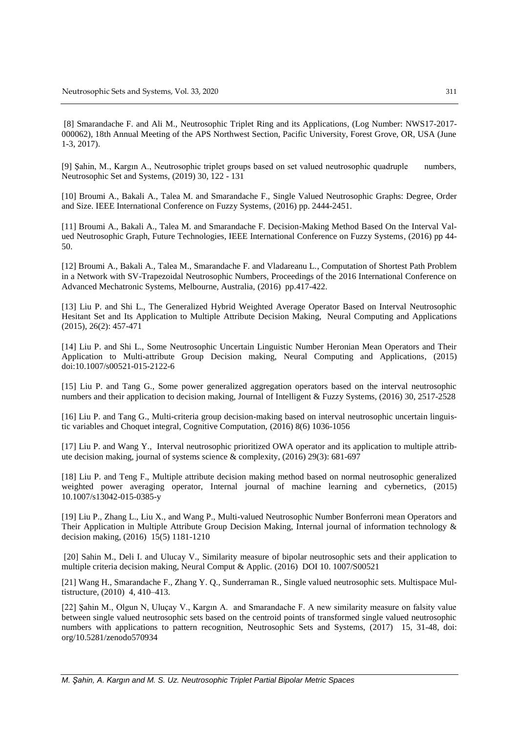[8] Smarandache F. and Ali M., Neutrosophic Triplet Ring and its Applications, (Log Number: NWS17-2017-000062), 18th Annual Meeting of the APS Northwest Section, Pacific University, Forest Grove, OR, USA (June 1-3, 2017).

[9] Şahin, M., Kargın A., Neutrosophic triplet groups based on set valued neutrosophic quadruple numbers, Neutrosophic Set and Systems, (2019) 30, 122 - 131

[10] Broumi A., Bakali A., Talea M. and Smarandache F., Single Valued Neutrosophic Graphs: Degree, Order and Size. IEEE International Conference on Fuzzy Systems, (2016) pp. 2444-2451.

[11] Broumi A., Bakali A., Talea M. and Smarandache F. Decision-Making Method Based On the Interval Valued Neutrosophic Graph, Future Technologies, IEEE International Conference on Fuzzy Systems, (2016) pp 44-50.

[12] Broumi A., Bakali A., Talea M., Smarandache F. and Vladareanu L., Computation of Shortest Path Problem in a Network with SV-Trapezoidal Neutrosophic Numbers, Proceedings of the 2016 International Conference on Advanced Mechatronic Systems, Melbourne, Australia, (2016) pp.417-422.

[13] Liu P. and Shi L., The Generalized Hybrid Weighted Average Operator Based on Interval Neutrosophic Hesitant Set and Its Application to Multiple Attribute Decision Making, Neural Computing and Applications (2015), 26(2): 457-471

[14] Liu P. and Shi L., Some Neutrosophic Uncertain Linguistic Number Heronian Mean Operators and Their Application to Multi-attribute Group Decision making, Neural Computing and Applications, (2015) doi:10.1007/s00521-015-2122-6

[15] Liu P. and Tang G., Some power generalized aggregation operators based on the interval neutrosophic numbers and their application to decision making, Journal of Intelligent & Fuzzy Systems, (2016) 30, 2517-2528

[16] Liu P. and Tang G., Multi-criteria group decision-making based on interval neutrosophic uncertain linguistic variables and Choquet integral, Cognitive Computation, (2016) 8(6) 1036-1056

[17] Liu P. and Wang Y., Interval neutrosophic prioritized OWA operator and its application to multiple attribute decision making, journal of systems science & complexity, (2016) 29(3): 681-697

[18] Liu P. and Teng F., Multiple attribute decision making method based on normal neutrosophic generalized weighted power averaging operator, Internal journal of machine learning and cybernetics, (2015) 10.1007/s13042-015-0385-y

[19] Liu P., Zhang L., Liu X., and Wang P., Multi-valued Neutrosophic Number Bonferroni mean Operators and Their Application in Multiple Attribute Group Decision Making, Internal journal of information technology & decision making, (2016) 15(5) 1181-1210

[20] Sahin M., Deli I. and Ulucay V., Similarity measure of bipolar neutrosophic sets and their application to multiple criteria decision making, Neural Comput & Applic. (2016) DOI 10. 1007/S00521

[21] Wang H., Smarandache F., Zhang Y. Q., Sunderraman R., Single valued neutrosophic sets. Multispace Multistructure, (2010) 4, 410–413.

[22] Şahin M., Olgun N, Uluçay V., Kargın A. and Smarandache F. A new similarity measure on falsity value between single valued neutrosophic sets based on the centroid points of transformed single valued neutrosophic numbers with applications to pattern recognition, Neutrosophic Sets and Systems, (2017) 15, 31-48, doi: org/10.5281/zenodo570934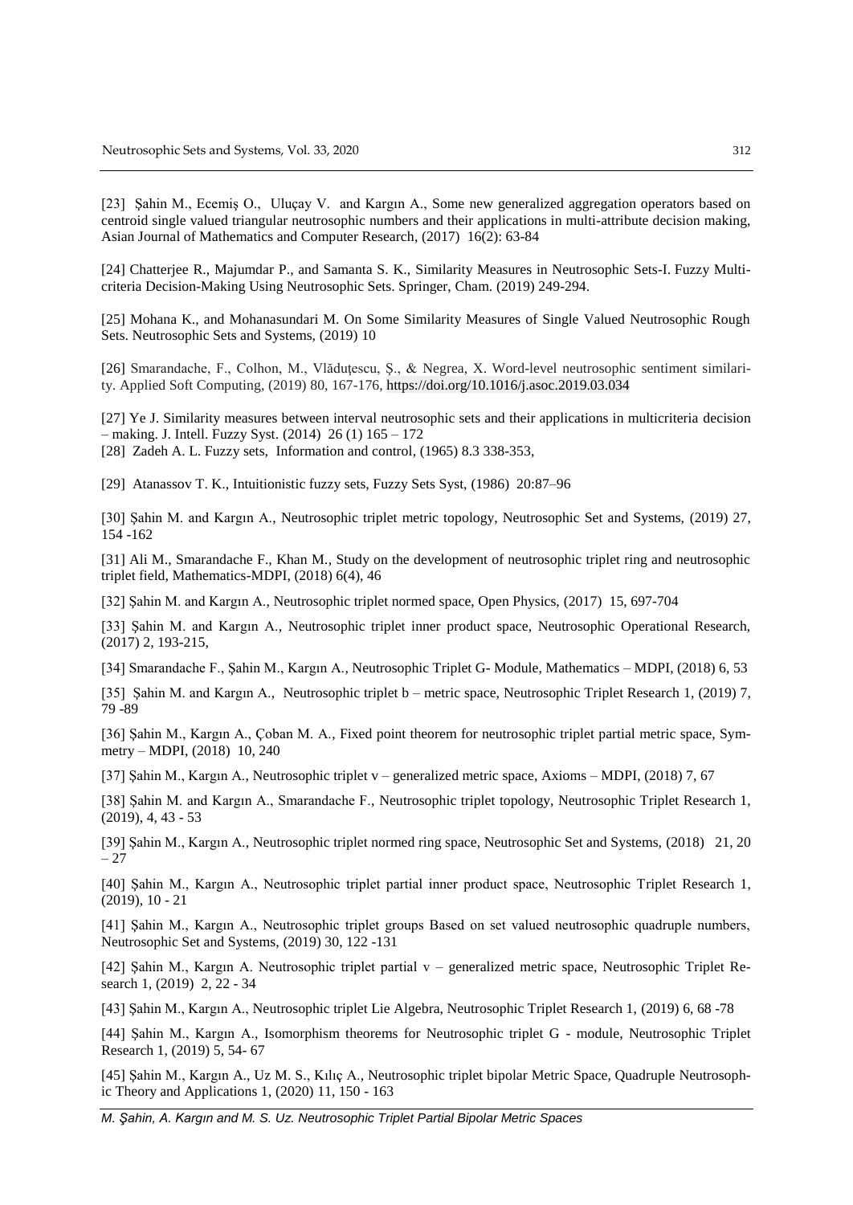[23] Şahin M., Ecemiş O., Uluçay V. and Kargın A., Some new generalized aggregation operators based on centroid single valued triangular neutrosophic numbers and their applications in multi-attribute decision making, Asian Journal of Mathematics and Computer Research, (2017) 16(2): 63-84

[24] Chatterjee R., Majumdar P., and Samanta S. K., Similarity Measures in Neutrosophic Sets-I. Fuzzy Multi-criteria Decision-Making Using Neutrosophic Sets. Springer, Cham. (2019) 249-294.

[25] Mohana K., and Mohanasundari M. On Some Similarity Measures of Single Valued Neutrosophic Rough Sets. Neutrosophic Sets and Systems, (2019) 10

[26] Smarandache, F., Colhon, M., Vlăduţescu, Ş., & Negrea, X. Word-level neutrosophic sentiment similarity. Applied Soft Computing, (2019) 80, 167-176, https://doi.org/10.1016/j.asoc.2019.03.034

[27] Ye J. Similarity measures between interval neutrosophic sets and their applications in multicriteria decision – making. J. Intell. Fuzzy Syst. (2014) 26 (1) 165 – 172

[28] Zadeh A. L. Fuzzy sets, Information and control, (1965) 8.3 338-353,

[29] Atanassov T. K., Intuitionistic fuzzy sets, Fuzzy Sets Syst, (1986) 20:87–96

[30] Şahin M. and Kargın A., Neutrosophic triplet metric topology, Neutrosophic Set and Systems, (2019) 27, 154 -162

[31] Ali M., Smarandache F., Khan M., Study on the development of neutrosophic triplet ring and neutrosophic triplet field, Mathematics-MDPI, (2018) 6(4), 46

[32] Şahin M. and Kargın A., Neutrosophic triplet normed space, Open Physics, (2017) 15, 697-704

[33] Şahin M. and Kargın A., Neutrosophic triplet inner product space, Neutrosophic Operational Research, (2017) 2, 193-215,

[34] Smarandache F., Şahin M., Kargın A., Neutrosophic Triplet G- Module, Mathematics – MDPI, (2018) 6, 53

[35] Şahin M. and Kargın A., Neutrosophic triplet b – metric space, Neutrosophic Triplet Research 1, (2019) 7, 79 -89

[36] Şahin M., Kargın A., Çoban M. A., Fixed point theorem for neutrosophic triplet partial metric space, Symmetry – MDPI, (2018) 10, 240

[37] Şahin M., Kargın A., Neutrosophic triplet v – generalized metric space, Axioms – MDPI, (2018) 7, 67

[38] Şahin M. and Kargın A., Smarandache F., Neutrosophic triplet topology, Neutrosophic Triplet Research 1, (2019), 4, 43 - 53

[39] Şahin M., Kargın A., Neutrosophic triplet normed ring space, Neutrosophic Set and Systems, (2018) 21, 20 – 27

[40] Şahin M., Kargın A., Neutrosophic triplet partial inner product space, Neutrosophic Triplet Research 1, (2019), 10 - 21

[41] Şahin M., Kargın A., Neutrosophic triplet groups Based on set valued neutrosophic quadruple numbers, Neutrosophic Set and Systems, (2019) 30, 122 -131

[42] Şahin M., Kargın A. Neutrosophic triplet partial v – generalized metric space, Neutrosophic Triplet Research 1, (2019) 2, 22 - 34

[43] Şahin M., Kargın A., Neutrosophic triplet Lie Algebra, Neutrosophic Triplet Research 1, (2019) 6, 68 -78

[44] Şahin M., Kargın A., Isomorphism theorems for Neutrosophic triplet G - module, Neutrosophic Triplet Research 1, (2019) 5, 54- 67

[45] Şahin M., Kargın A., Uz M. S., Kılıç A., Neutrosophic triplet bipolar Metric Space, Quadruple Neutrosophic Theory and Applications 1, (2020) 11, 150 - 163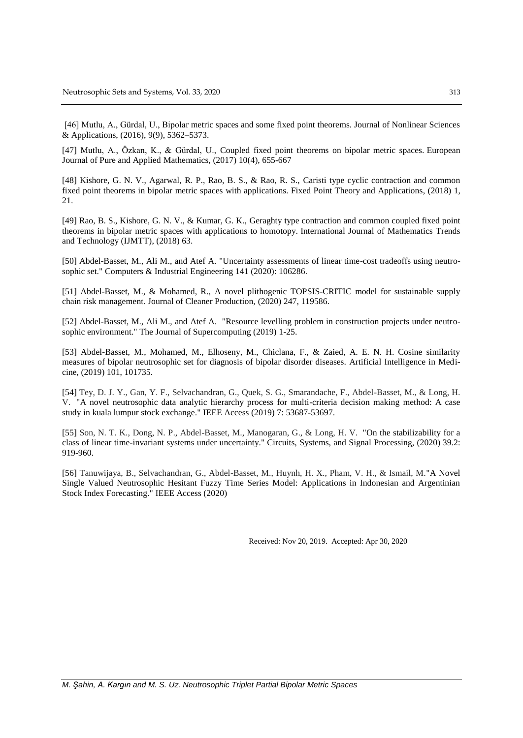[46] Mutlu, A., Gürdal, U., Bipolar metric spaces and some fixed point theorems. Journal of Nonlinear Sciences & Applications, (2016), 9(9), 5362–5373.

[47] Mutlu, A., Özkan, K., & Gürdal, U., Coupled fixed point theorems on bipolar metric spaces. European Journal of Pure and Applied Mathematics, (2017) 10(4), 655-667

[48] Kishore, G. N. V., Agarwal, R. P., Rao, B. S., & Rao, R. S., Caristi type cyclic contraction and common fixed point theorems in bipolar metric spaces with applications. Fixed Point Theory and Applications, (2018) 1, 21.

[49] Rao, B. S., Kishore, G. N. V., & Kumar, G. K., Geraghty type contraction and common coupled fixed point theorems in bipolar metric spaces with applications to homotopy. International Journal of Mathematics Trends and Technology (IJMTT), (2018) 63.

[50] Abdel-Basset, M., Ali M., and Atef A. "Uncertainty assessments of linear time-cost tradeoffs using neutrosophic set." Computers & Industrial Engineering 141 (2020): 106286.

[51] Abdel-Basset, M., & Mohamed, R., A novel plithogenic TOPSIS-CRITIC model for sustainable supply chain risk management. Journal of Cleaner Production, (2020) 247, 119586.

[52] Abdel-Basset, M., Ali M., and Atef A. "Resource levelling problem in construction projects under neutrosophic environment." The Journal of Supercomputing (2019) 1-25.

[53] Abdel-Basset, M., Mohamed, M., Elhoseny, M., Chiclana, F., & Zaied, A. E. N. H. Cosine similarity measures of bipolar neutrosophic set for diagnosis of bipolar disorder diseases. Artificial Intelligence in Medicine, (2019) 101, 101735.

[54] Tey, D. J. Y., Gan, Y. F., Selvachandran, G., Quek, S. G., Smarandache, F., Abdel-Basset, M., & Long, H. V. "A novel neutrosophic data analytic hierarchy process for multi-criteria decision making method: A case study in kuala lumpur stock exchange." IEEE Access (2019) 7: 53687-53697.

[55] Son, N. T. K., Dong, N. P., Abdel-Basset, M., Manogaran, G., & Long, H. V. "On the stabilizability for a class of linear time-invariant systems under uncertainty." Circuits, Systems, and Signal Processing, (2020) 39.2: 919-960.

[56] Tanuwijaya, B., Selvachandran, G., Abdel-Basset, M., Huynh, H. X., Pham, V. H., & Ismail, M."A Novel Single Valued Neutrosophic Hesitant Fuzzy Time Series Model: Applications in Indonesian and Argentinian Stock Index Forecasting." IEEE Access (2020)

Received: Nov 20, 2019. Accepted: Apr 30, 2020